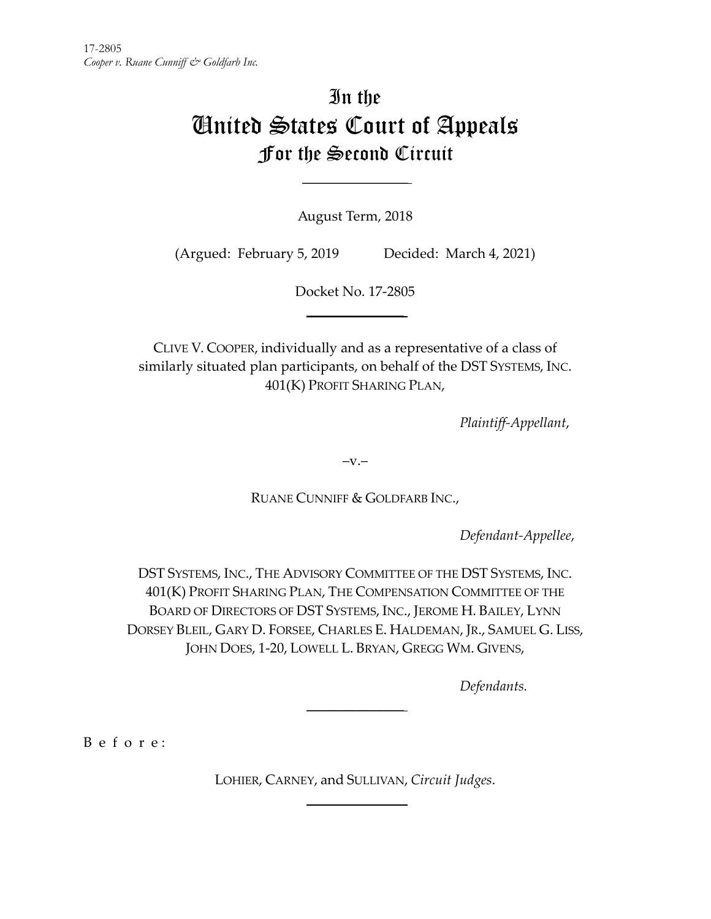17-2805
*Cooper v. Ruane Cunniff & Goldfarb Inc.*

# In the
# United States Court of Appeals
## For the Second Circuit

August Term, 2018

(Argued: February 5, 2019    Decided: March 4, 2021)

Docket No. 17-2805

CLIVE V. COOPER, individually and as a representative of a class of similarly situated plan participants, on behalf of the DST SYSTEMS, INC. 401(K) PROFIT SHARING PLAN,

*Plaintiff-Appellant*,

–v.–

RUANE CUNNIFF & GOLDFARB INC.,

*Defendant-Appellee*,

DST SYSTEMS, INC., THE ADVISORY COMMITTEE OF THE DST SYSTEMS, INC. 401(K) PROFIT SHARING PLAN, THE COMPENSATION COMMITTEE OF THE BOARD OF DIRECTORS OF DST SYSTEMS, INC., JEROME H. BAILEY, LYNN DORSEY BLEIL, GARY D. FORSEE, CHARLES E. HALDEMAN, JR., SAMUEL G. LISS, JOHN DOES, 1-20, LOWELL L. BRYAN, GREGG WM. GIVENS,

*Defendants*.

B e f o r e :

LOHIER, CARNEY, and SULLIVAN, *Circuit Judges*.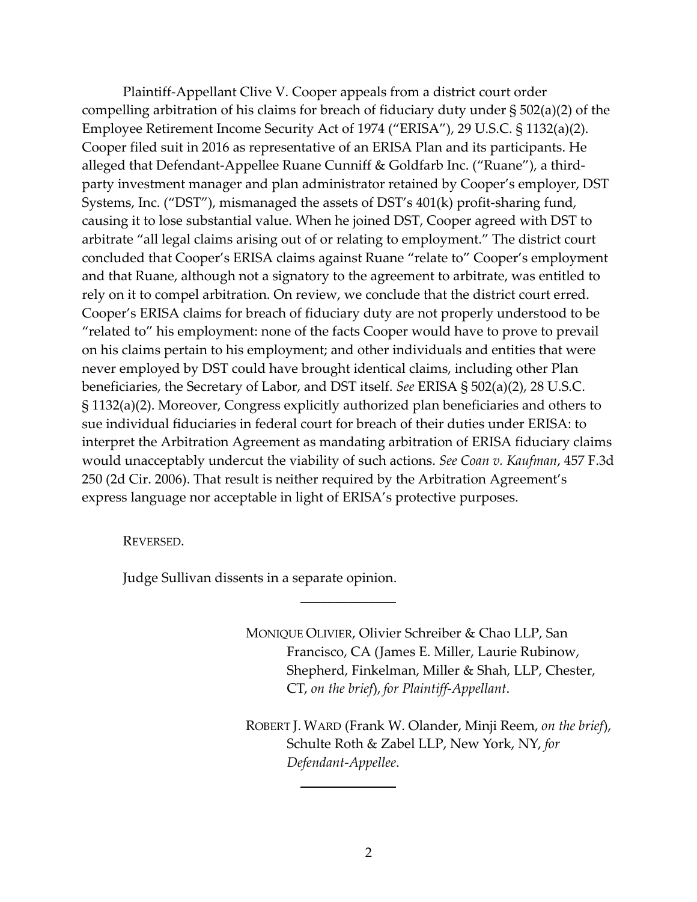Plaintiff-Appellant Clive V. Cooper appeals from a district court order compelling arbitration of his claims for breach of fiduciary duty under § 502(a)(2) of the Employee Retirement Income Security Act of 1974 ("ERISA"), 29 U.S.C. § 1132(a)(2). Cooper filed suit in 2016 as representative of an ERISA Plan and its participants. He alleged that Defendant-Appellee Ruane Cunniff & Goldfarb Inc. ("Ruane"), a third-party investment manager and plan administrator retained by Cooper's employer, DST Systems, Inc. ("DST"), mismanaged the assets of DST's 401(k) profit-sharing fund, causing it to lose substantial value. When he joined DST, Cooper agreed with DST to arbitrate "all legal claims arising out of or relating to employment." The district court concluded that Cooper's ERISA claims against Ruane "relate to" Cooper's employment and that Ruane, although not a signatory to the agreement to arbitrate, was entitled to rely on it to compel arbitration. On review, we conclude that the district court erred. Cooper's ERISA claims for breach of fiduciary duty are not properly understood to be "related to" his employment: none of the facts Cooper would have to prove to prevail on his claims pertain to his employment; and other individuals and entities that were never employed by DST could have brought identical claims, including other Plan beneficiaries, the Secretary of Labor, and DST itself. *See* ERISA § 502(a)(2), 28 U.S.C. § 1132(a)(2). Moreover, Congress explicitly authorized plan beneficiaries and others to sue individual fiduciaries in federal court for breach of their duties under ERISA: to interpret the Arbitration Agreement as mandating arbitration of ERISA fiduciary claims would unacceptably undercut the viability of such actions. *See Coan v. Kaufman*, 457 F.3d 250 (2d Cir. 2006). That result is neither required by the Arbitration Agreement's express language nor acceptable in light of ERISA's protective purposes.

REVERSED.

Judge Sullivan dissents in a separate opinion.

---

MONIQUE OLIVIER, Olivier Schreiber & Chao LLP, San Francisco, CA (James E. Miller, Laurie Rubinow, Shepherd, Finkelman, Miller & Shah, LLP, Chester, CT, *on the brief*), *for Plaintiff-Appellant*.

ROBERT J. WARD (Frank W. Olander, Minji Reem, *on the brief*), Schulte Roth & Zabel LLP, New York, NY, *for Defendant-Appellee*.

---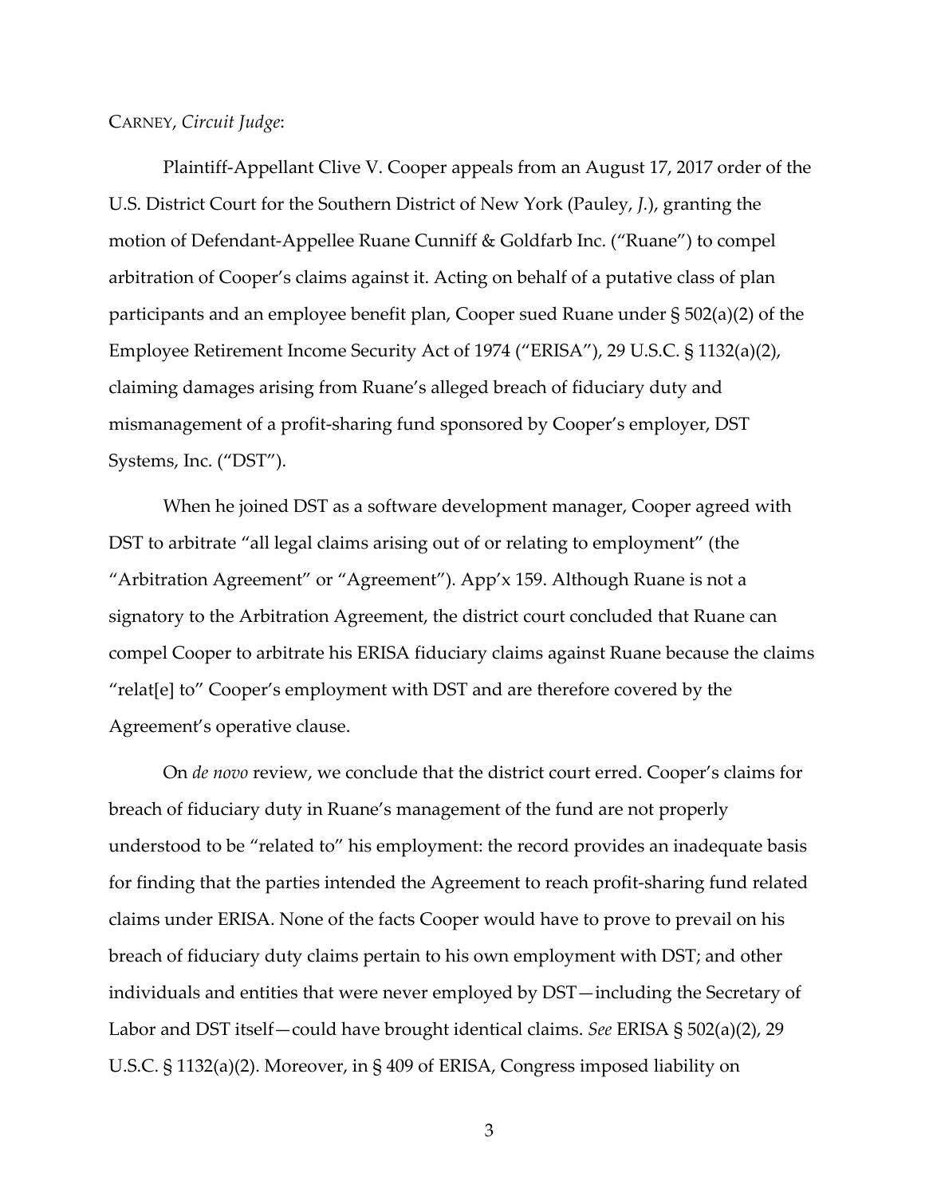CARNEY, *Circuit Judge*:

Plaintiff-Appellant Clive V. Cooper appeals from an August 17, 2017 order of the U.S. District Court for the Southern District of New York (Pauley, *J.*), granting the motion of Defendant-Appellee Ruane Cunniff & Goldfarb Inc. ("Ruane") to compel arbitration of Cooper's claims against it. Acting on behalf of a putative class of plan participants and an employee benefit plan, Cooper sued Ruane under § 502(a)(2) of the Employee Retirement Income Security Act of 1974 ("ERISA"), 29 U.S.C. § 1132(a)(2), claiming damages arising from Ruane's alleged breach of fiduciary duty and mismanagement of a profit-sharing fund sponsored by Cooper's employer, DST Systems, Inc. ("DST").

When he joined DST as a software development manager, Cooper agreed with DST to arbitrate "all legal claims arising out of or relating to employment" (the "Arbitration Agreement" or "Agreement"). App'x 159. Although Ruane is not a signatory to the Arbitration Agreement, the district court concluded that Ruane can compel Cooper to arbitrate his ERISA fiduciary claims against Ruane because the claims "relat[e] to" Cooper's employment with DST and are therefore covered by the Agreement's operative clause.

On *de novo* review, we conclude that the district court erred. Cooper's claims for breach of fiduciary duty in Ruane's management of the fund are not properly understood to be "related to" his employment: the record provides an inadequate basis for finding that the parties intended the Agreement to reach profit-sharing fund related claims under ERISA. None of the facts Cooper would have to prove to prevail on his breach of fiduciary duty claims pertain to his own employment with DST; and other individuals and entities that were never employed by DST—including the Secretary of Labor and DST itself—could have brought identical claims. *See* ERISA § 502(a)(2), 29 U.S.C. § 1132(a)(2). Moreover, in § 409 of ERISA, Congress imposed liability on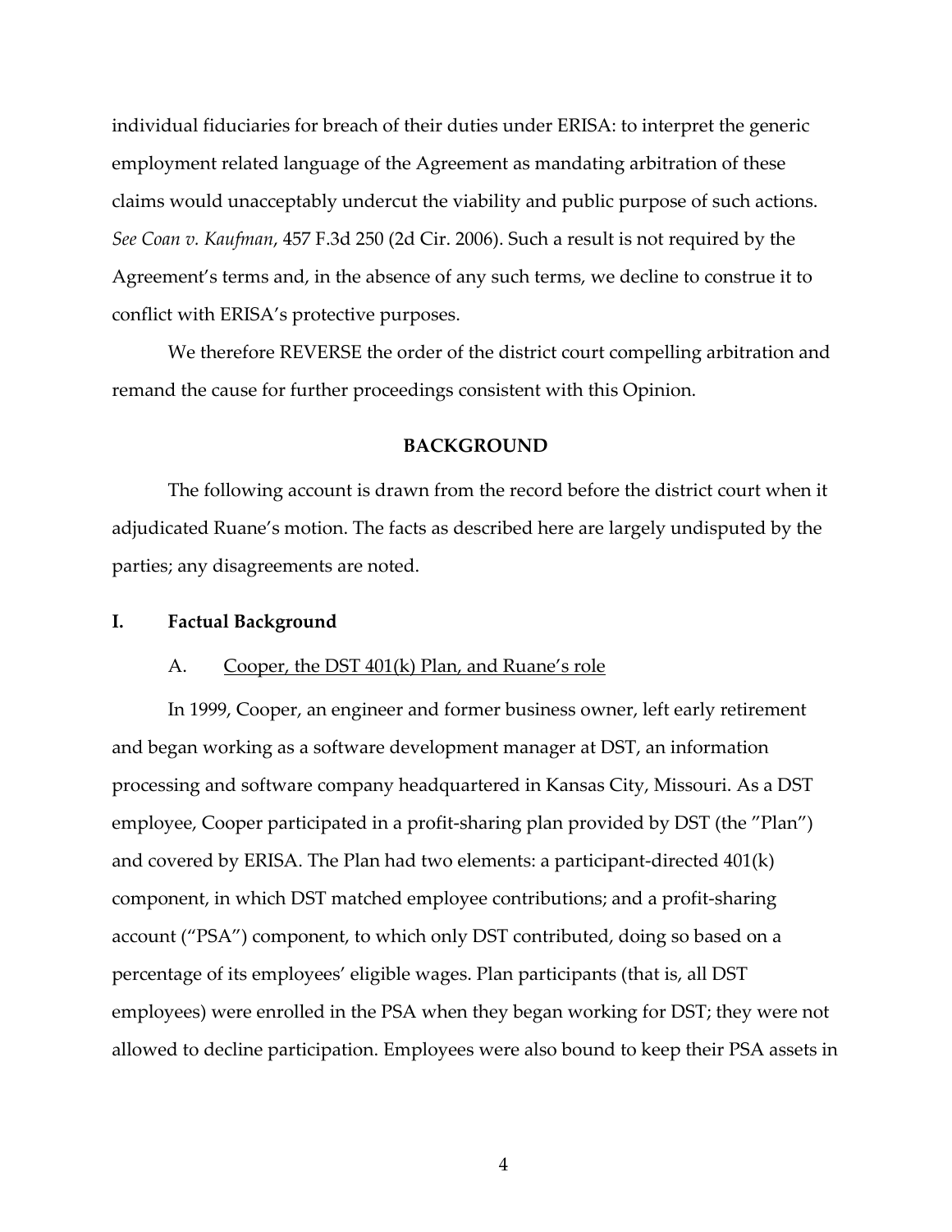individual fiduciaries for breach of their duties under ERISA: to interpret the generic employment related language of the Agreement as mandating arbitration of these claims would unacceptably undercut the viability and public purpose of such actions. *See Coan v. Kaufman*, 457 F.3d 250 (2d Cir. 2006). Such a result is not required by the Agreement's terms and, in the absence of any such terms, we decline to construe it to conflict with ERISA's protective purposes.

We therefore REVERSE the order of the district court compelling arbitration and remand the cause for further proceedings consistent with this Opinion.

## BACKGROUND

The following account is drawn from the record before the district court when it adjudicated Ruane's motion. The facts as described here are largely undisputed by the parties; any disagreements are noted.

### I. Factual Background

#### A. Cooper, the DST 401(k) Plan, and Ruane's role

In 1999, Cooper, an engineer and former business owner, left early retirement and began working as a software development manager at DST, an information processing and software company headquartered in Kansas City, Missouri. As a DST employee, Cooper participated in a profit-sharing plan provided by DST (the "Plan") and covered by ERISA. The Plan had two elements: a participant-directed 401(k) component, in which DST matched employee contributions; and a profit-sharing account ("PSA") component, to which only DST contributed, doing so based on a percentage of its employees' eligible wages. Plan participants (that is, all DST employees) were enrolled in the PSA when they began working for DST; they were not allowed to decline participation. Employees were also bound to keep their PSA assets in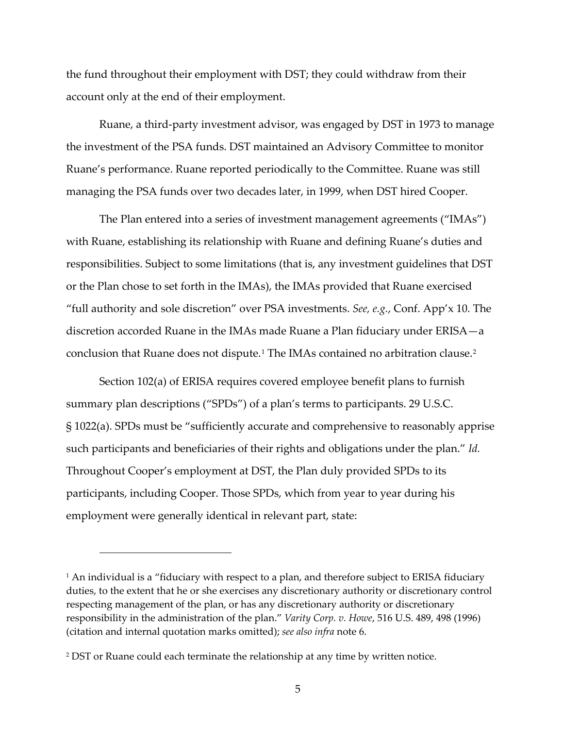the fund throughout their employment with DST; they could withdraw from their account only at the end of their employment.

Ruane, a third-party investment advisor, was engaged by DST in 1973 to manage the investment of the PSA funds. DST maintained an Advisory Committee to monitor Ruane's performance. Ruane reported periodically to the Committee. Ruane was still managing the PSA funds over two decades later, in 1999, when DST hired Cooper.

The Plan entered into a series of investment management agreements ("IMAs") with Ruane, establishing its relationship with Ruane and defining Ruane's duties and responsibilities. Subject to some limitations (that is, any investment guidelines that DST or the Plan chose to set forth in the IMAs), the IMAs provided that Ruane exercised "full authority and sole discretion" over PSA investments. *See, e.g.*, Conf. App'x 10. The discretion accorded Ruane in the IMAs made Ruane a Plan fiduciary under ERISA—a conclusion that Ruane does not dispute.[1] The IMAs contained no arbitration clause.[2]

Section 102(a) of ERISA requires covered employee benefit plans to furnish summary plan descriptions ("SPDs") of a plan's terms to participants. 29 U.S.C. § 1022(a). SPDs must be "sufficiently accurate and comprehensive to reasonably apprise such participants and beneficiaries of their rights and obligations under the plan." *Id.* Throughout Cooper's employment at DST, the Plan duly provided SPDs to its participants, including Cooper. Those SPDs, which from year to year during his employment were generally identical in relevant part, state:

---

[1] An individual is a "fiduciary with respect to a plan, and therefore subject to ERISA fiduciary duties, to the extent that he or she exercises any discretionary authority or discretionary control respecting management of the plan, or has any discretionary authority or discretionary responsibility in the administration of the plan." *Varity Corp. v. Howe*, 516 U.S. 489, 498 (1996) (citation and internal quotation marks omitted); *see also infra* note 6.

[2] DST or Ruane could each terminate the relationship at any time by written notice.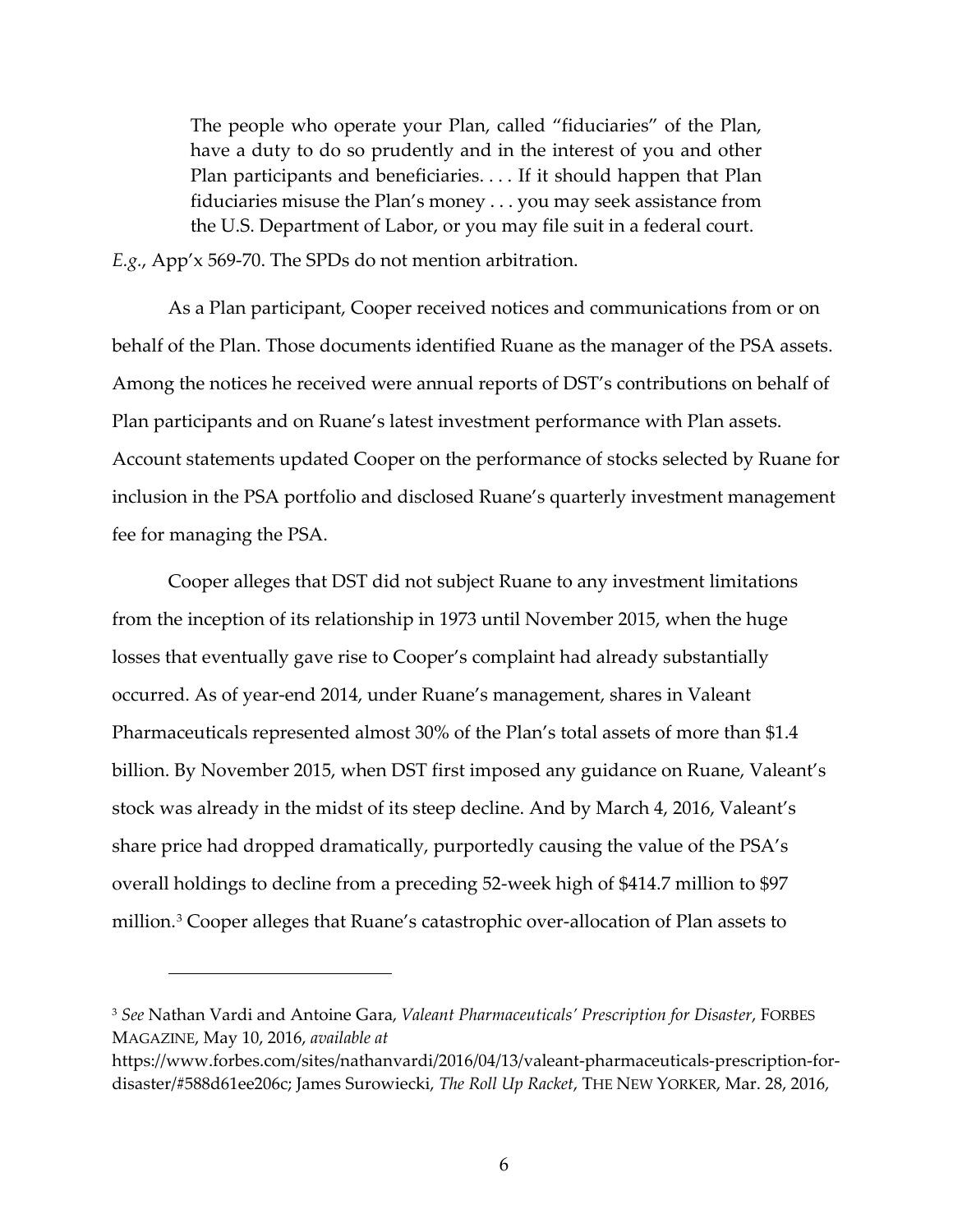> The people who operate your Plan, called "fiduciaries" of the Plan, have a duty to do so prudently and in the interest of you and other Plan participants and beneficiaries. . . . If it should happen that Plan fiduciaries misuse the Plan's money . . . you may seek assistance from the U.S. Department of Labor, or you may file suit in a federal court.

*E.g.*, App'x 569-70. The SPDs do not mention arbitration.

As a Plan participant, Cooper received notices and communications from or on behalf of the Plan. Those documents identified Ruane as the manager of the PSA assets. Among the notices he received were annual reports of DST's contributions on behalf of Plan participants and on Ruane's latest investment performance with Plan assets. Account statements updated Cooper on the performance of stocks selected by Ruane for inclusion in the PSA portfolio and disclosed Ruane's quarterly investment management fee for managing the PSA.

Cooper alleges that DST did not subject Ruane to any investment limitations from the inception of its relationship in 1973 until November 2015, when the huge losses that eventually gave rise to Cooper's complaint had already substantially occurred. As of year-end 2014, under Ruane's management, shares in Valeant Pharmaceuticals represented almost 30% of the Plan's total assets of more than $1.4 billion. By November 2015, when DST first imposed any guidance on Ruane, Valeant's stock was already in the midst of its steep decline. And by March 4, 2016, Valeant's share price had dropped dramatically, purportedly causing the value of the PSA's overall holdings to decline from a preceding 52-week high of $414.7 million to $97 million.[3] Cooper alleges that Ruane's catastrophic over-allocation of Plan assets to

[3] *See* Nathan Vardi and Antoine Gara, *Valeant Pharmaceuticals' Prescription for Disaster*, FORBES MAGAZINE, May 10, 2016, *available at* https://www.forbes.com/sites/nathanvardi/2016/04/13/valeant-pharmaceuticals-prescription-for-disaster/#588d61ee206c; James Surowiecki, *The Roll Up Racket*, THE NEW YORKER, Mar. 28, 2016,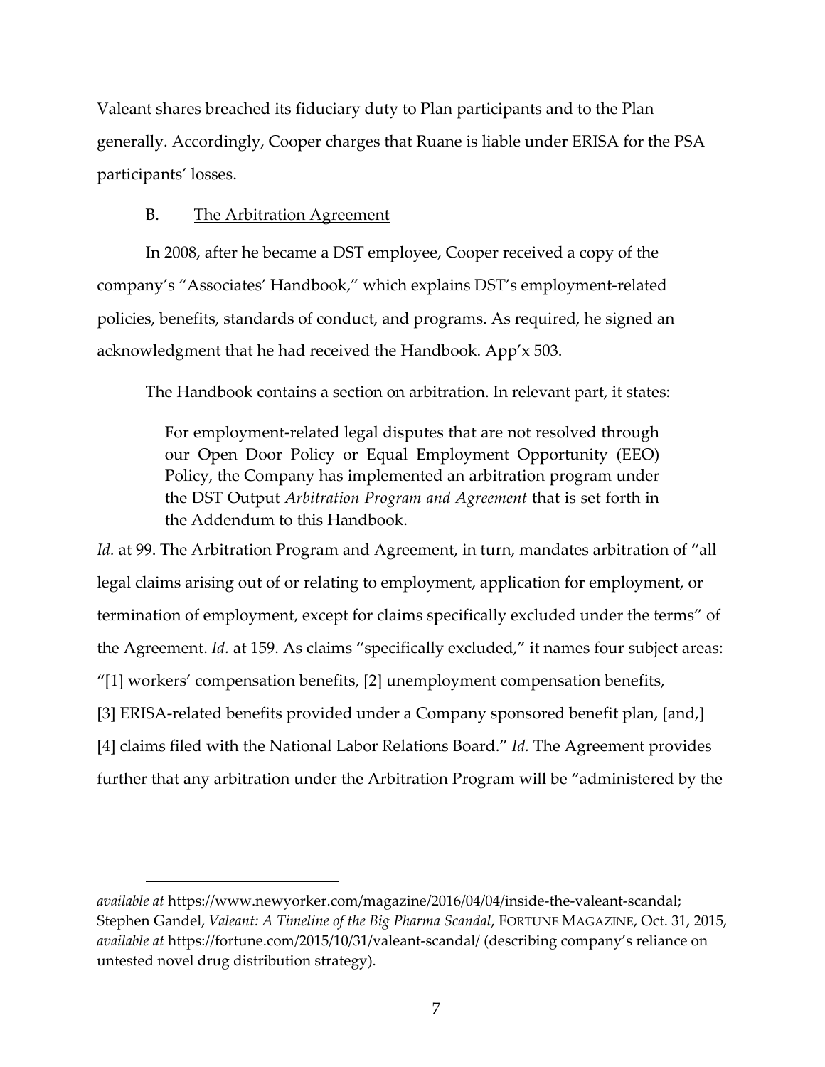Valeant shares breached its fiduciary duty to Plan participants and to the Plan generally. Accordingly, Cooper charges that Ruane is liable under ERISA for the PSA participants' losses.

### B. The Arbitration Agreement

In 2008, after he became a DST employee, Cooper received a copy of the company's "Associates' Handbook," which explains DST's employment-related policies, benefits, standards of conduct, and programs. As required, he signed an acknowledgment that he had received the Handbook. App'x 503.

The Handbook contains a section on arbitration. In relevant part, it states:

> For employment-related legal disputes that are not resolved through our Open Door Policy or Equal Employment Opportunity (EEO) Policy, the Company has implemented an arbitration program under the DST Output *Arbitration Program and Agreement* that is set forth in the Addendum to this Handbook.

*Id.* at 99. The Arbitration Program and Agreement, in turn, mandates arbitration of "all legal claims arising out of or relating to employment, application for employment, or termination of employment, except for claims specifically excluded under the terms" of the Agreement. *Id.* at 159. As claims "specifically excluded," it names four subject areas: "[1] workers' compensation benefits, [2] unemployment compensation benefits, [3] ERISA-related benefits provided under a Company sponsored benefit plan, [and,] [4] claims filed with the National Labor Relations Board." *Id.* The Agreement provides further that any arbitration under the Arbitration Program will be "administered by the

---

*available at* https://www.newyorker.com/magazine/2016/04/04/inside-the-valeant-scandal; Stephen Gandel, *Valeant: A Timeline of the Big Pharma Scandal*, FORTUNE MAGAZINE, Oct. 31, 2015, *available at* https://fortune.com/2015/10/31/valeant-scandal/ (describing company's reliance on untested novel drug distribution strategy).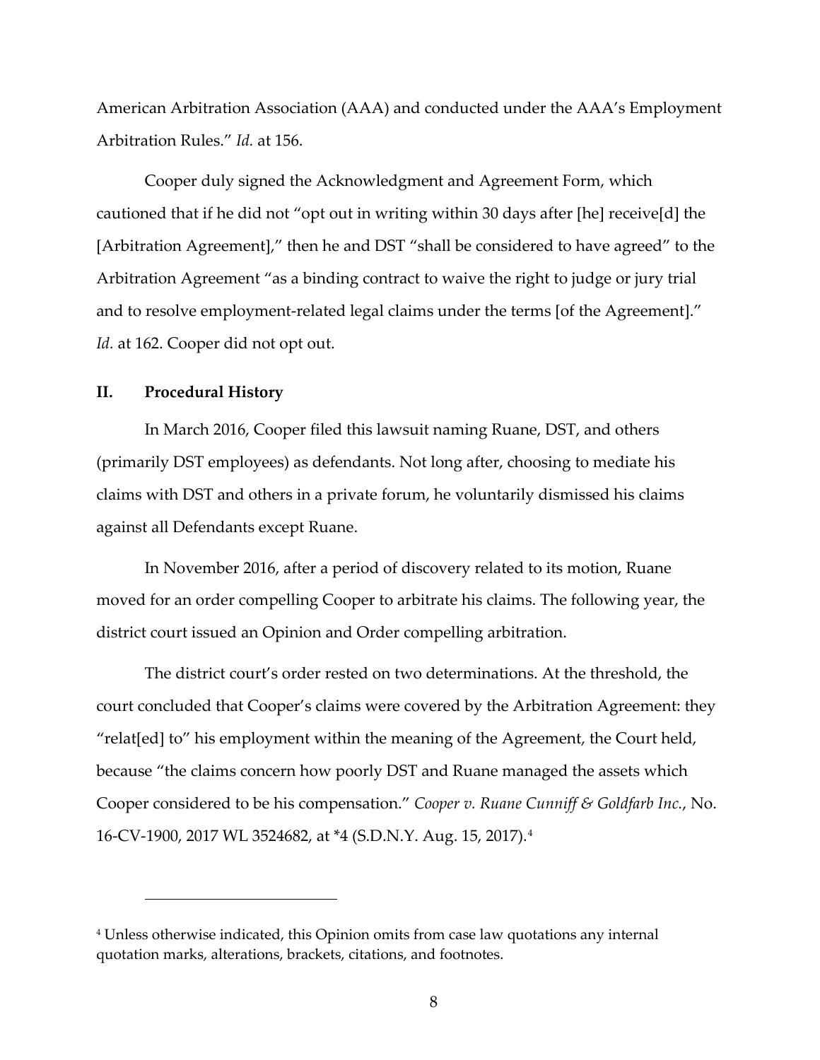American Arbitration Association (AAA) and conducted under the AAA's Employment Arbitration Rules." *Id.* at 156.

Cooper duly signed the Acknowledgment and Agreement Form, which cautioned that if he did not "opt out in writing within 30 days after [he] receive[d] the [Arbitration Agreement]," then he and DST "shall be considered to have agreed" to the Arbitration Agreement "as a binding contract to waive the right to judge or jury trial and to resolve employment-related legal claims under the terms [of the Agreement]." *Id.* at 162. Cooper did not opt out.

## II. Procedural History

In March 2016, Cooper filed this lawsuit naming Ruane, DST, and others (primarily DST employees) as defendants. Not long after, choosing to mediate his claims with DST and others in a private forum, he voluntarily dismissed his claims against all Defendants except Ruane.

In November 2016, after a period of discovery related to its motion, Ruane moved for an order compelling Cooper to arbitrate his claims. The following year, the district court issued an Opinion and Order compelling arbitration.

The district court's order rested on two determinations. At the threshold, the court concluded that Cooper's claims were covered by the Arbitration Agreement: they "relat[ed] to" his employment within the meaning of the Agreement, the Court held, because "the claims concern how poorly DST and Ruane managed the assets which Cooper considered to be his compensation." *Cooper v. Ruane Cunniff & Goldfarb Inc.*, No. 16-CV-1900, 2017 WL 3524682, at *4 (S.D.N.Y. Aug. 15, 2017).[4]

---

[4] Unless otherwise indicated, this Opinion omits from case law quotations any internal quotation marks, alterations, brackets, citations, and footnotes.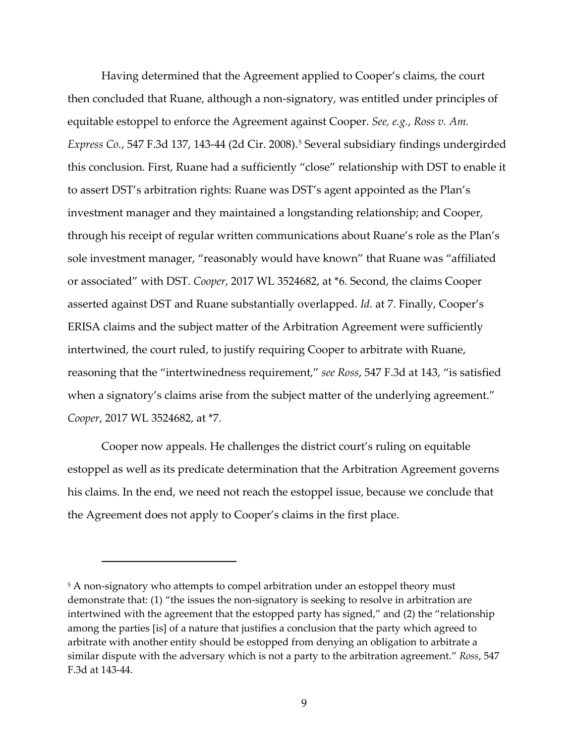Having determined that the Agreement applied to Cooper's claims, the court then concluded that Ruane, although a non-signatory, was entitled under principles of equitable estoppel to enforce the Agreement against Cooper. *See, e.g.*, *Ross v. Am. Express Co.*, 547 F.3d 137, 143-44 (2d Cir. 2008).[5] Several subsidiary findings undergirded this conclusion. First, Ruane had a sufficiently "close" relationship with DST to enable it to assert DST's arbitration rights: Ruane was DST's agent appointed as the Plan's investment manager and they maintained a longstanding relationship; and Cooper, through his receipt of regular written communications about Ruane's role as the Plan's sole investment manager, "reasonably would have known" that Ruane was "affiliated or associated" with DST. *Cooper*, 2017 WL 3524682, at *6. Second, the claims Cooper asserted against DST and Ruane substantially overlapped. *Id.* at 7. Finally, Cooper's ERISA claims and the subject matter of the Arbitration Agreement were sufficiently intertwined, the court ruled, to justify requiring Cooper to arbitrate with Ruane, reasoning that the "intertwinedness requirement," *see Ross*, 547 F.3d at 143, "is satisfied when a signatory's claims arise from the subject matter of the underlying agreement." *Cooper*, 2017 WL 3524682, at *7.

Cooper now appeals. He challenges the district court's ruling on equitable estoppel as well as its predicate determination that the Arbitration Agreement governs his claims. In the end, we need not reach the estoppel issue, because we conclude that the Agreement does not apply to Cooper's claims in the first place.

---

[5] A non-signatory who attempts to compel arbitration under an estoppel theory must demonstrate that: (1) "the issues the non-signatory is seeking to resolve in arbitration are intertwined with the agreement that the estopped party has signed," and (2) the "relationship among the parties [is] of a nature that justifies a conclusion that the party which agreed to arbitrate with another entity should be estopped from denying an obligation to arbitrate a similar dispute with the adversary which is not a party to the arbitration agreement." *Ross*, 547 F.3d at 143-44.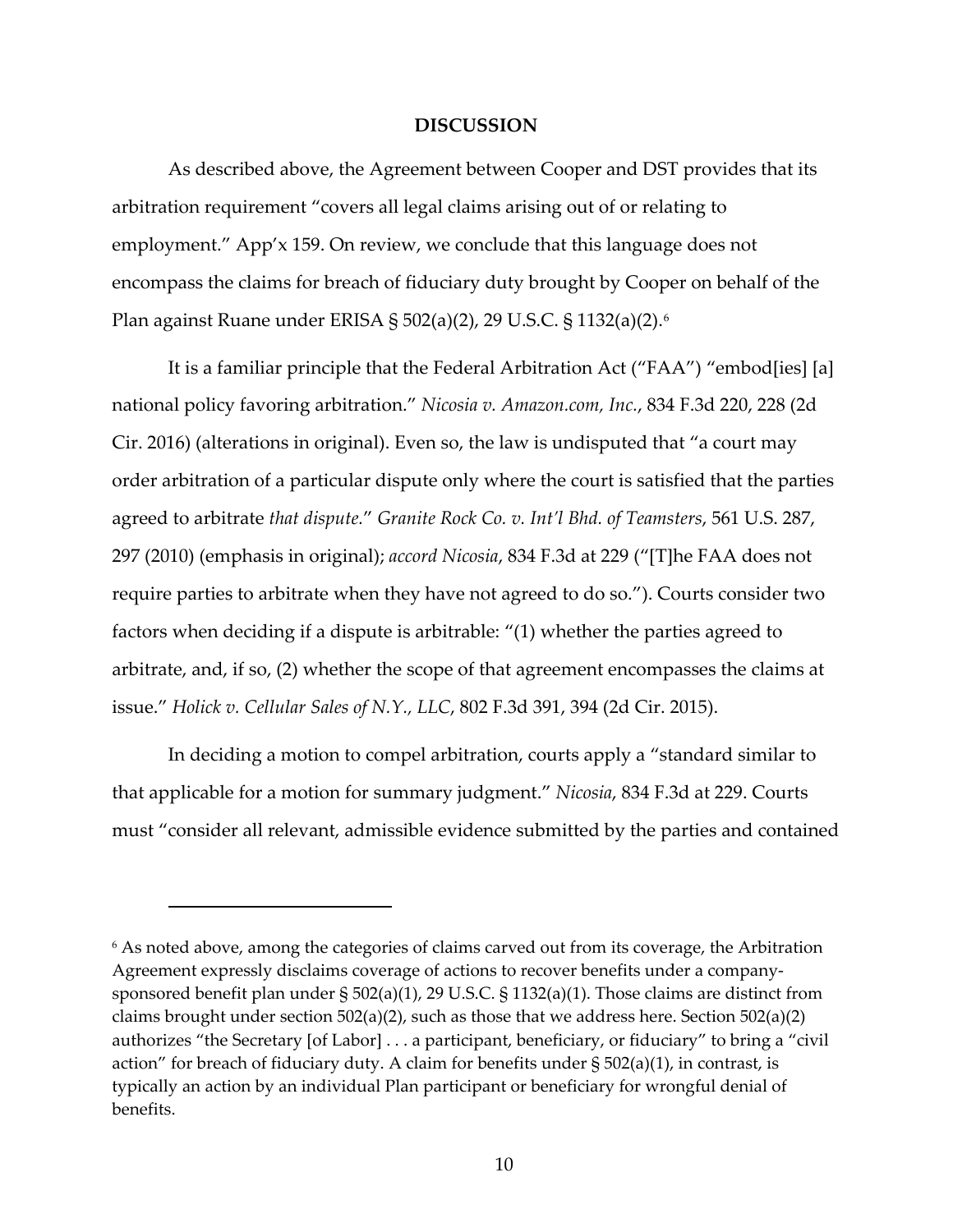**DISCUSSION**

As described above, the Agreement between Cooper and DST provides that its arbitration requirement "covers all legal claims arising out of or relating to employment." App'x 159. On review, we conclude that this language does not encompass the claims for breach of fiduciary duty brought by Cooper on behalf of the Plan against Ruane under ERISA § 502(a)(2), 29 U.S.C. § 1132(a)(2).[6]

It is a familiar principle that the Federal Arbitration Act ("FAA") "embod[ies] [a] national policy favoring arbitration." *Nicosia v. Amazon.com, Inc.*, 834 F.3d 220, 228 (2d Cir. 2016) (alterations in original). Even so, the law is undisputed that "a court may order arbitration of a particular dispute only where the court is satisfied that the parties agreed to arbitrate *that dispute*." *Granite Rock Co. v. Int'l Bhd. of Teamsters*, 561 U.S. 287, 297 (2010) (emphasis in original); *accord Nicosia*, 834 F.3d at 229 ("[T]he FAA does not require parties to arbitrate when they have not agreed to do so."). Courts consider two factors when deciding if a dispute is arbitrable: "(1) whether the parties agreed to arbitrate, and, if so, (2) whether the scope of that agreement encompasses the claims at issue." *Holick v. Cellular Sales of N.Y., LLC*, 802 F.3d 391, 394 (2d Cir. 2015).

In deciding a motion to compel arbitration, courts apply a "standard similar to that applicable for a motion for summary judgment." *Nicosia*, 834 F.3d at 229. Courts must "consider all relevant, admissible evidence submitted by the parties and contained

---

[6] As noted above, among the categories of claims carved out from its coverage, the Arbitration Agreement expressly disclaims coverage of actions to recover benefits under a company-sponsored benefit plan under § 502(a)(1), 29 U.S.C. § 1132(a)(1). Those claims are distinct from claims brought under section 502(a)(2), such as those that we address here. Section 502(a)(2) authorizes "the Secretary [of Labor] . . . a participant, beneficiary, or fiduciary" to bring a "civil action" for breach of fiduciary duty. A claim for benefits under § 502(a)(1), in contrast, is typically an action by an individual Plan participant or beneficiary for wrongful denial of benefits.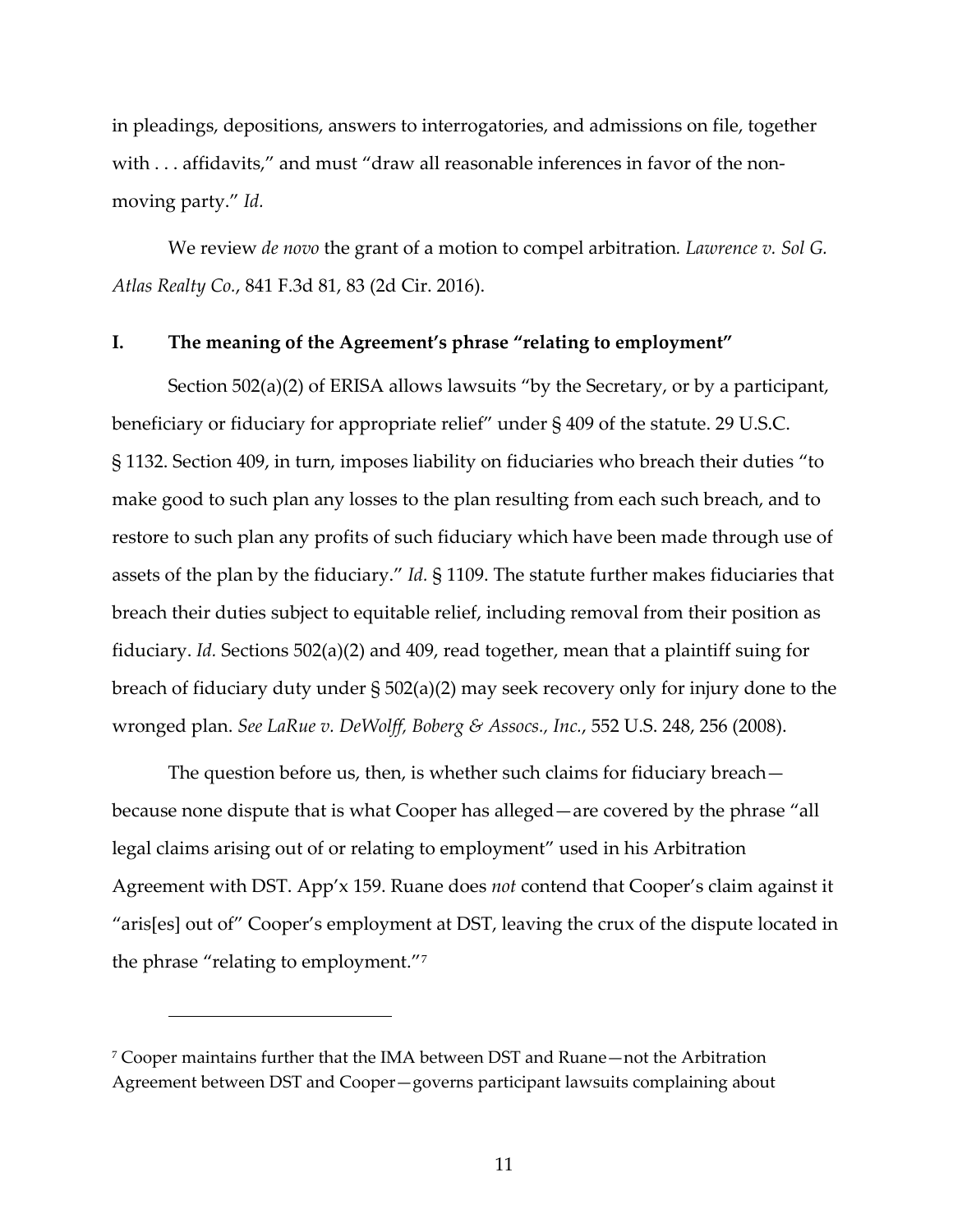in pleadings, depositions, answers to interrogatories, and admissions on file, together with . . . affidavits," and must "draw all reasonable inferences in favor of the non-moving party." *Id.*

We review *de novo* the grant of a motion to compel arbitration. *Lawrence v. Sol G. Atlas Realty Co.*, 841 F.3d 81, 83 (2d Cir. 2016).

## I. The meaning of the Agreement's phrase "relating to employment"

Section 502(a)(2) of ERISA allows lawsuits "by the Secretary, or by a participant, beneficiary or fiduciary for appropriate relief" under § 409 of the statute. 29 U.S.C. § 1132. Section 409, in turn, imposes liability on fiduciaries who breach their duties "to make good to such plan any losses to the plan resulting from each such breach, and to restore to such plan any profits of such fiduciary which have been made through use of assets of the plan by the fiduciary." *Id.* § 1109. The statute further makes fiduciaries that breach their duties subject to equitable relief, including removal from their position as fiduciary. *Id.* Sections 502(a)(2) and 409, read together, mean that a plaintiff suing for breach of fiduciary duty under § 502(a)(2) may seek recovery only for injury done to the wronged plan. *See LaRue v. DeWolff, Boberg & Assocs., Inc.*, 552 U.S. 248, 256 (2008).

The question before us, then, is whether such claims for fiduciary breach—because none dispute that is what Cooper has alleged—are covered by the phrase "all legal claims arising out of or relating to employment" used in his Arbitration Agreement with DST. App'x 159. Ruane does *not* contend that Cooper's claim against it "aris[es] out of" Cooper's employment at DST, leaving the crux of the dispute located in the phrase "relating to employment."[7]

[7] Cooper maintains further that the IMA between DST and Ruane—not the Arbitration Agreement between DST and Cooper—governs participant lawsuits complaining about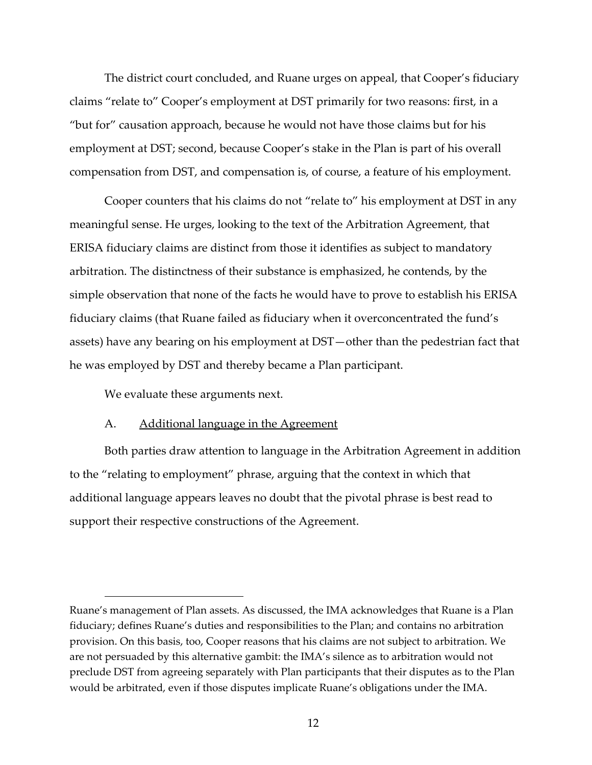The district court concluded, and Ruane urges on appeal, that Cooper's fiduciary claims "relate to" Cooper's employment at DST primarily for two reasons: first, in a "but for" causation approach, because he would not have those claims but for his employment at DST; second, because Cooper's stake in the Plan is part of his overall compensation from DST, and compensation is, of course, a feature of his employment.

Cooper counters that his claims do not "relate to" his employment at DST in any meaningful sense. He urges, looking to the text of the Arbitration Agreement, that ERISA fiduciary claims are distinct from those it identifies as subject to mandatory arbitration. The distinctness of their substance is emphasized, he contends, by the simple observation that none of the facts he would have to prove to establish his ERISA fiduciary claims (that Ruane failed as fiduciary when it overconcentrated the fund's assets) have any bearing on his employment at DST—other than the pedestrian fact that he was employed by DST and thereby became a Plan participant.

We evaluate these arguments next.

### A. Additional language in the Agreement

Both parties draw attention to language in the Arbitration Agreement in addition to the "relating to employment" phrase, arguing that the context in which that additional language appears leaves no doubt that the pivotal phrase is best read to support their respective constructions of the Agreement.

---

Ruane's management of Plan assets. As discussed, the IMA acknowledges that Ruane is a Plan fiduciary; defines Ruane's duties and responsibilities to the Plan; and contains no arbitration provision. On this basis, too, Cooper reasons that his claims are not subject to arbitration. We are not persuaded by this alternative gambit: the IMA's silence as to arbitration would not preclude DST from agreeing separately with Plan participants that their disputes as to the Plan would be arbitrated, even if those disputes implicate Ruane's obligations under the IMA.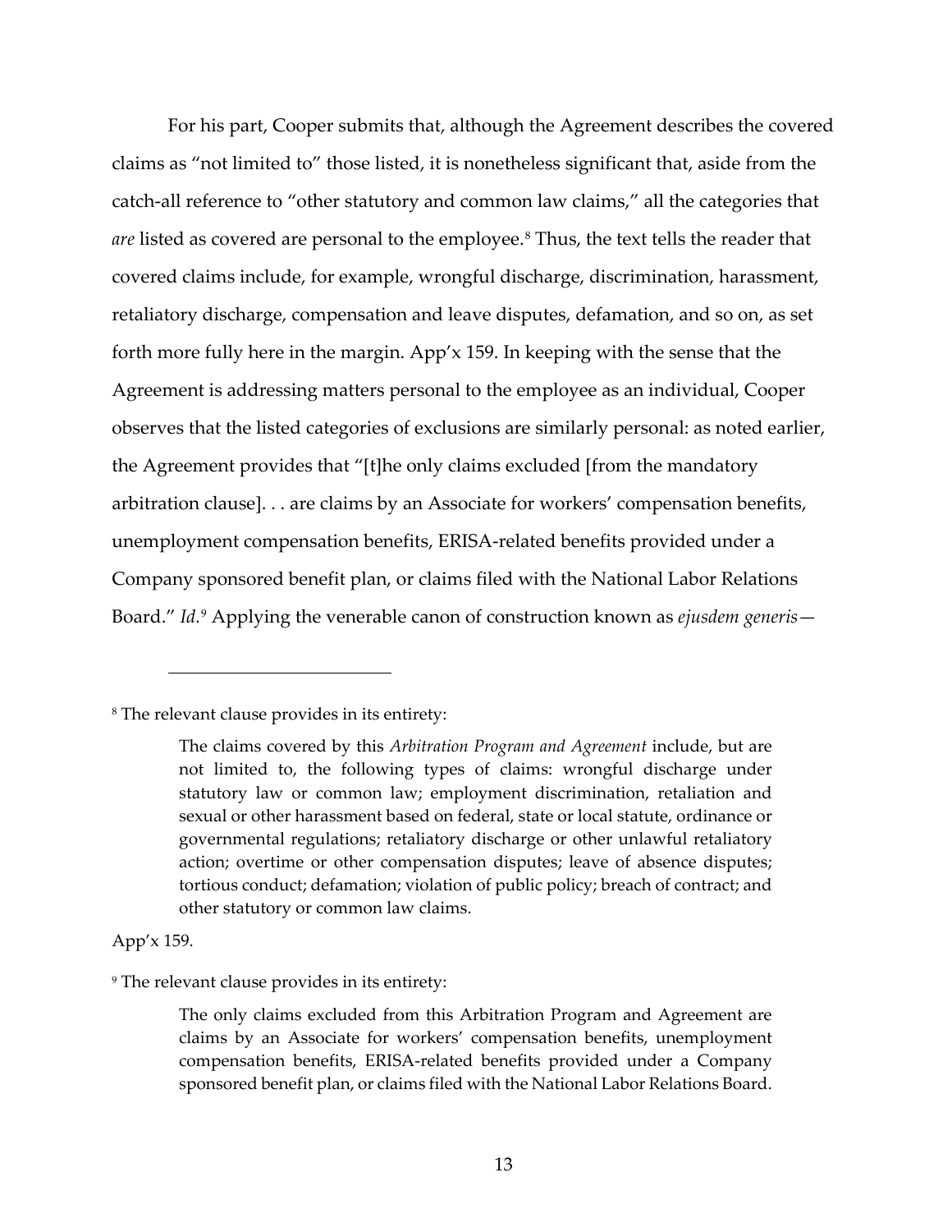For his part, Cooper submits that, although the Agreement describes the covered claims as "not limited to" those listed, it is nonetheless significant that, aside from the catch-all reference to "other statutory and common law claims," all the categories that *are* listed as covered are personal to the employee.[8] Thus, the text tells the reader that covered claims include, for example, wrongful discharge, discrimination, harassment, retaliatory discharge, compensation and leave disputes, defamation, and so on, as set forth more fully here in the margin. App'x 159. In keeping with the sense that the Agreement is addressing matters personal to the employee as an individual, Cooper observes that the listed categories of exclusions are similarly personal: as noted earlier, the Agreement provides that "[t]he only claims excluded [from the mandatory arbitration clause]. . . are claims by an Associate for workers' compensation benefits, unemployment compensation benefits, ERISA-related benefits provided under a Company sponsored benefit plan, or claims filed with the National Labor Relations Board." *Id.*[9] Applying the venerable canon of construction known as *ejusdem generis*—

---

[8] The relevant clause provides in its entirety:

> The claims covered by this *Arbitration Program and Agreement* include, but are not limited to, the following types of claims: wrongful discharge under statutory law or common law; employment discrimination, retaliation and sexual or other harassment based on federal, state or local statute, ordinance or governmental regulations; retaliatory discharge or other unlawful retaliatory action; overtime or other compensation disputes; leave of absence disputes; tortious conduct; defamation; violation of public policy; breach of contract; and other statutory or common law claims.

App'x 159.

[9] The relevant clause provides in its entirety:

> The only claims excluded from this Arbitration Program and Agreement are claims by an Associate for workers' compensation benefits, unemployment compensation benefits, ERISA-related benefits provided under a Company sponsored benefit plan, or claims filed with the National Labor Relations Board.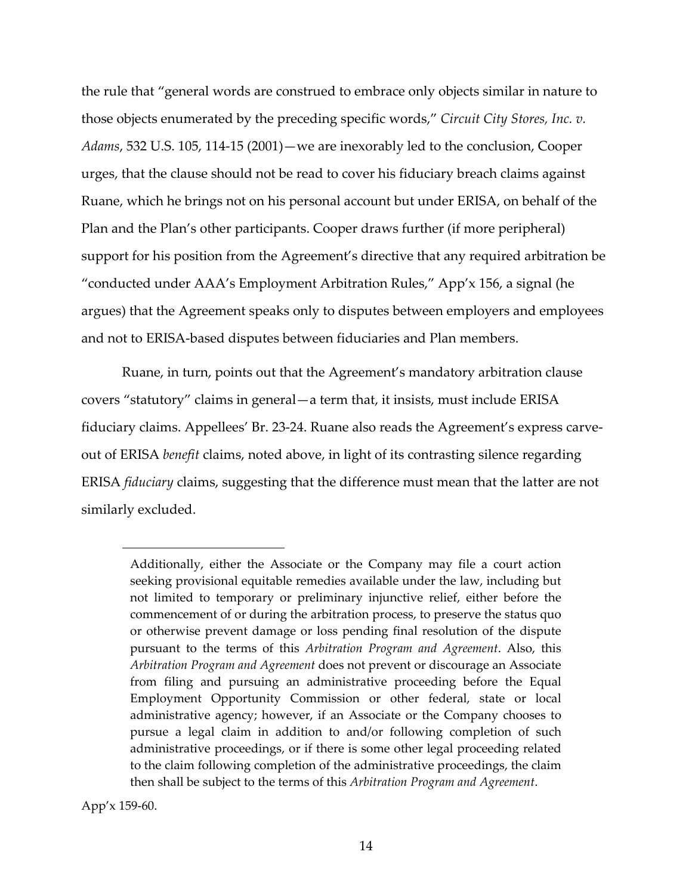the rule that "general words are construed to embrace only objects similar in nature to those objects enumerated by the preceding specific words," *Circuit City Stores, Inc. v. Adams*, 532 U.S. 105, 114-15 (2001)—we are inexorably led to the conclusion, Cooper urges, that the clause should not be read to cover his fiduciary breach claims against Ruane, which he brings not on his personal account but under ERISA, on behalf of the Plan and the Plan's other participants. Cooper draws further (if more peripheral) support for his position from the Agreement's directive that any required arbitration be "conducted under AAA's Employment Arbitration Rules," App'x 156, a signal (he argues) that the Agreement speaks only to disputes between employers and employees and not to ERISA-based disputes between fiduciaries and Plan members.

Ruane, in turn, points out that the Agreement's mandatory arbitration clause covers "statutory" claims in general—a term that, it insists, must include ERISA fiduciary claims. Appellees' Br. 23-24. Ruane also reads the Agreement's express carve-out of ERISA *benefit* claims, noted above, in light of its contrasting silence regarding ERISA *fiduciary* claims, suggesting that the difference must mean that the latter are not similarly excluded.

---

> Additionally, either the Associate or the Company may file a court action seeking provisional equitable remedies available under the law, including but not limited to temporary or preliminary injunctive relief, either before the commencement of or during the arbitration process, to preserve the status quo or otherwise prevent damage or loss pending final resolution of the dispute pursuant to the terms of this *Arbitration Program and Agreement*. Also, this *Arbitration Program and Agreement* does not prevent or discourage an Associate from filing and pursuing an administrative proceeding before the Equal Employment Opportunity Commission or other federal, state or local administrative agency; however, if an Associate or the Company chooses to pursue a legal claim in addition to and/or following completion of such administrative proceedings, or if there is some other legal proceeding related to the claim following completion of the administrative proceedings, the claim then shall be subject to the terms of this *Arbitration Program and Agreement*.

App'x 159-60.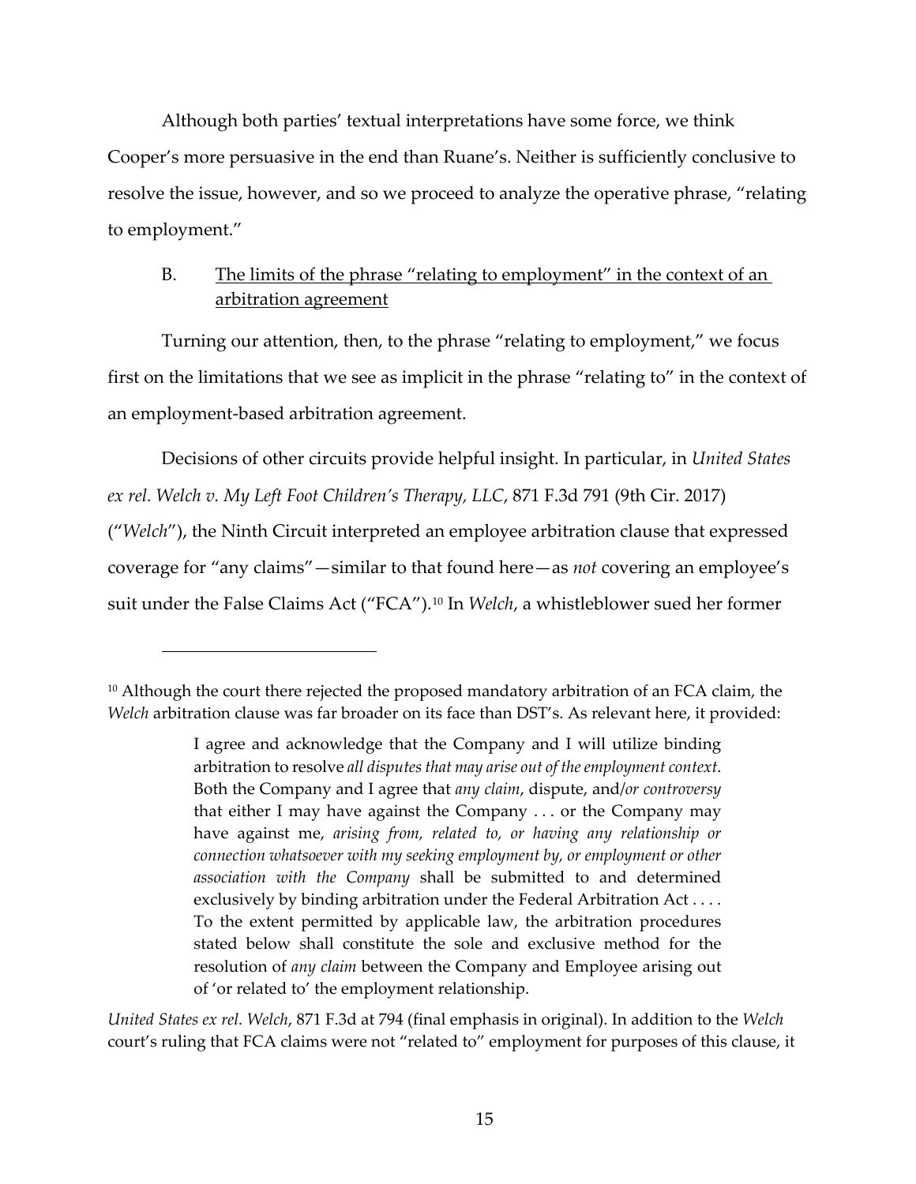Although both parties' textual interpretations have some force, we think Cooper's more persuasive in the end than Ruane's. Neither is sufficiently conclusive to resolve the issue, however, and so we proceed to analyze the operative phrase, "relating to employment."

### B. <u>The limits of the phrase "relating to employment" in the context of an arbitration agreement</u>

Turning our attention, then, to the phrase "relating to employment," we focus first on the limitations that we see as implicit in the phrase "relating to" in the context of an employment-based arbitration agreement.

Decisions of other circuits provide helpful insight. In particular, in *United States ex rel. Welch v. My Left Foot Children's Therapy, LLC*, 871 F.3d 791 (9th Cir. 2017) ("*Welch*"), the Ninth Circuit interpreted an employee arbitration clause that expressed coverage for "any claims"—similar to that found here—as *not* covering an employee's suit under the False Claims Act ("FCA").[10] In *Welch*, a whistleblower sued her former

---

[10] Although the court there rejected the proposed mandatory arbitration of an FCA claim, the *Welch* arbitration clause was far broader on its face than DST's. As relevant here, it provided:

> I agree and acknowledge that the Company and I will utilize binding arbitration to resolve *all disputes that may arise out of the employment context*. Both the Company and I agree that *any claim*, dispute, and/*or controversy* that either I may have against the Company . . . or the Company may have against me, *arising from, related to, or having any relationship or connection whatsoever with my seeking employment by, or employment or other association with the Company* shall be submitted to and determined exclusively by binding arbitration under the Federal Arbitration Act . . . . To the extent permitted by applicable law, the arbitration procedures stated below shall constitute the sole and exclusive method for the resolution of *any claim* between the Company and Employee arising out of 'or related to' the employment relationship.

*United States ex rel. Welch*, 871 F.3d at 794 (final emphasis in original). In addition to the *Welch* court's ruling that FCA claims were not "related to" employment for purposes of this clause, it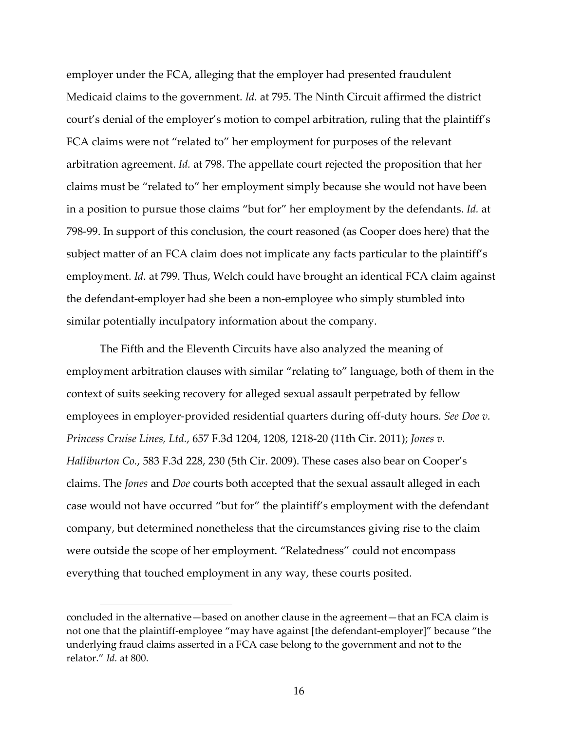employer under the FCA, alleging that the employer had presented fraudulent Medicaid claims to the government. *Id.* at 795. The Ninth Circuit affirmed the district court's denial of the employer's motion to compel arbitration, ruling that the plaintiff's FCA claims were not "related to" her employment for purposes of the relevant arbitration agreement. *Id.* at 798. The appellate court rejected the proposition that her claims must be "related to" her employment simply because she would not have been in a position to pursue those claims "but for" her employment by the defendants. *Id.* at 798-99. In support of this conclusion, the court reasoned (as Cooper does here) that the subject matter of an FCA claim does not implicate any facts particular to the plaintiff's employment. *Id.* at 799. Thus, Welch could have brought an identical FCA claim against the defendant-employer had she been a non-employee who simply stumbled into similar potentially inculpatory information about the company.

The Fifth and the Eleventh Circuits have also analyzed the meaning of employment arbitration clauses with similar "relating to" language, both of them in the context of suits seeking recovery for alleged sexual assault perpetrated by fellow employees in employer-provided residential quarters during off-duty hours. *See Doe v. Princess Cruise Lines, Ltd.*, 657 F.3d 1204, 1208, 1218-20 (11th Cir. 2011); *Jones v. Halliburton Co.*, 583 F.3d 228, 230 (5th Cir. 2009). These cases also bear on Cooper's claims. The *Jones* and *Doe* courts both accepted that the sexual assault alleged in each case would not have occurred "but for" the plaintiff's employment with the defendant company, but determined nonetheless that the circumstances giving rise to the claim were outside the scope of her employment. "Relatedness" could not encompass everything that touched employment in any way, these courts posited.

---

concluded in the alternative—based on another clause in the agreement—that an FCA claim is not one that the plaintiff-employee "may have against [the defendant-employer]" because "the underlying fraud claims asserted in a FCA case belong to the government and not to the relator." *Id.* at 800.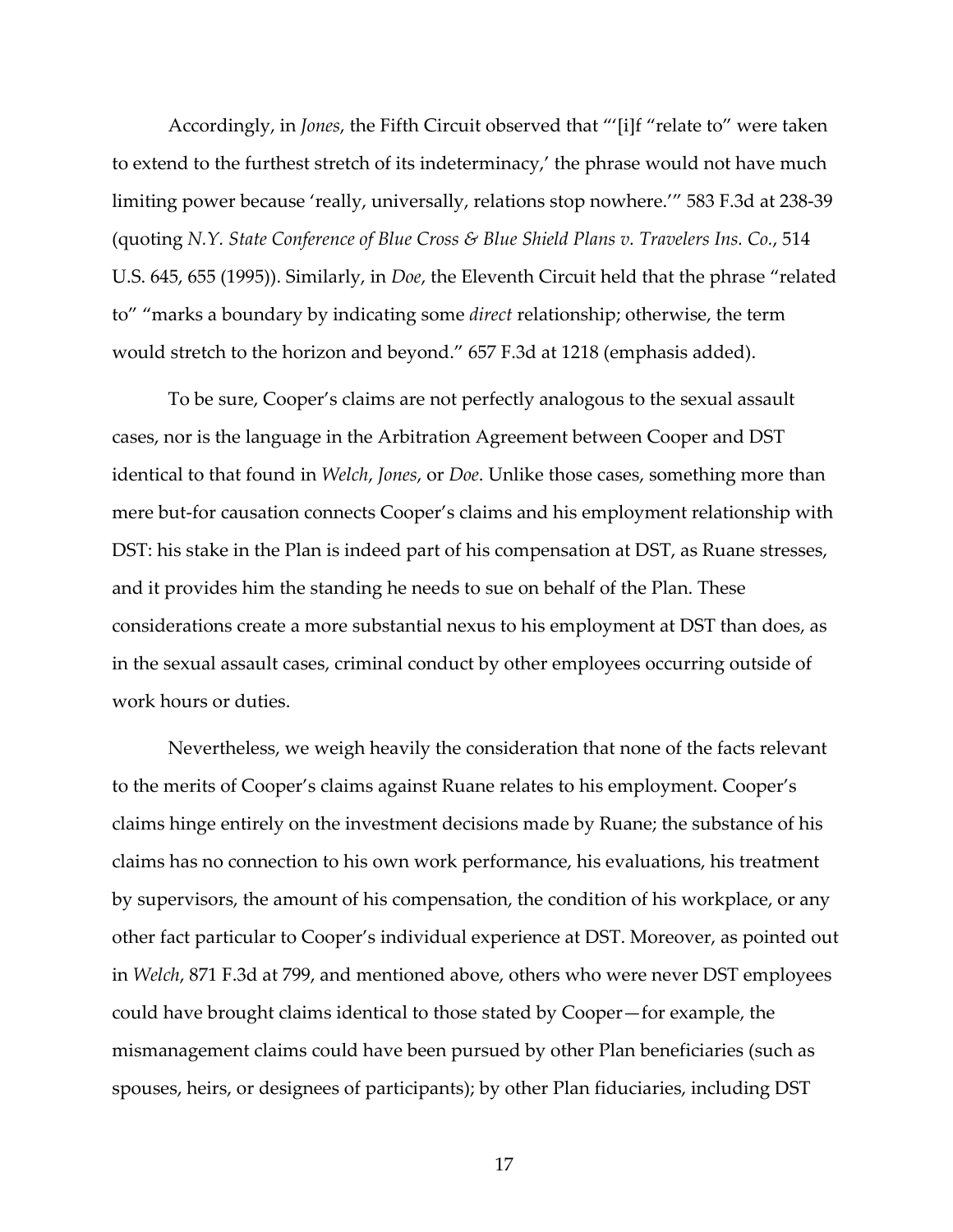Accordingly, in *Jones*, the Fifth Circuit observed that "'[i]f "relate to" were taken to extend to the furthest stretch of its indeterminacy,' the phrase would not have much limiting power because 'really, universally, relations stop nowhere.'" 583 F.3d at 238-39 (quoting *N.Y. State Conference of Blue Cross & Blue Shield Plans v. Travelers Ins. Co.*, 514 U.S. 645, 655 (1995)). Similarly, in *Doe*, the Eleventh Circuit held that the phrase "related to" "marks a boundary by indicating some *direct* relationship; otherwise, the term would stretch to the horizon and beyond." 657 F.3d at 1218 (emphasis added).

To be sure, Cooper's claims are not perfectly analogous to the sexual assault cases, nor is the language in the Arbitration Agreement between Cooper and DST identical to that found in *Welch*, *Jones*, or *Doe*. Unlike those cases, something more than mere but-for causation connects Cooper's claims and his employment relationship with DST: his stake in the Plan is indeed part of his compensation at DST, as Ruane stresses, and it provides him the standing he needs to sue on behalf of the Plan. These considerations create a more substantial nexus to his employment at DST than does, as in the sexual assault cases, criminal conduct by other employees occurring outside of work hours or duties.

Nevertheless, we weigh heavily the consideration that none of the facts relevant to the merits of Cooper's claims against Ruane relates to his employment. Cooper's claims hinge entirely on the investment decisions made by Ruane; the substance of his claims has no connection to his own work performance, his evaluations, his treatment by supervisors, the amount of his compensation, the condition of his workplace, or any other fact particular to Cooper's individual experience at DST. Moreover, as pointed out in *Welch*, 871 F.3d at 799, and mentioned above, others who were never DST employees could have brought claims identical to those stated by Cooper—for example, the mismanagement claims could have been pursued by other Plan beneficiaries (such as spouses, heirs, or designees of participants); by other Plan fiduciaries, including DST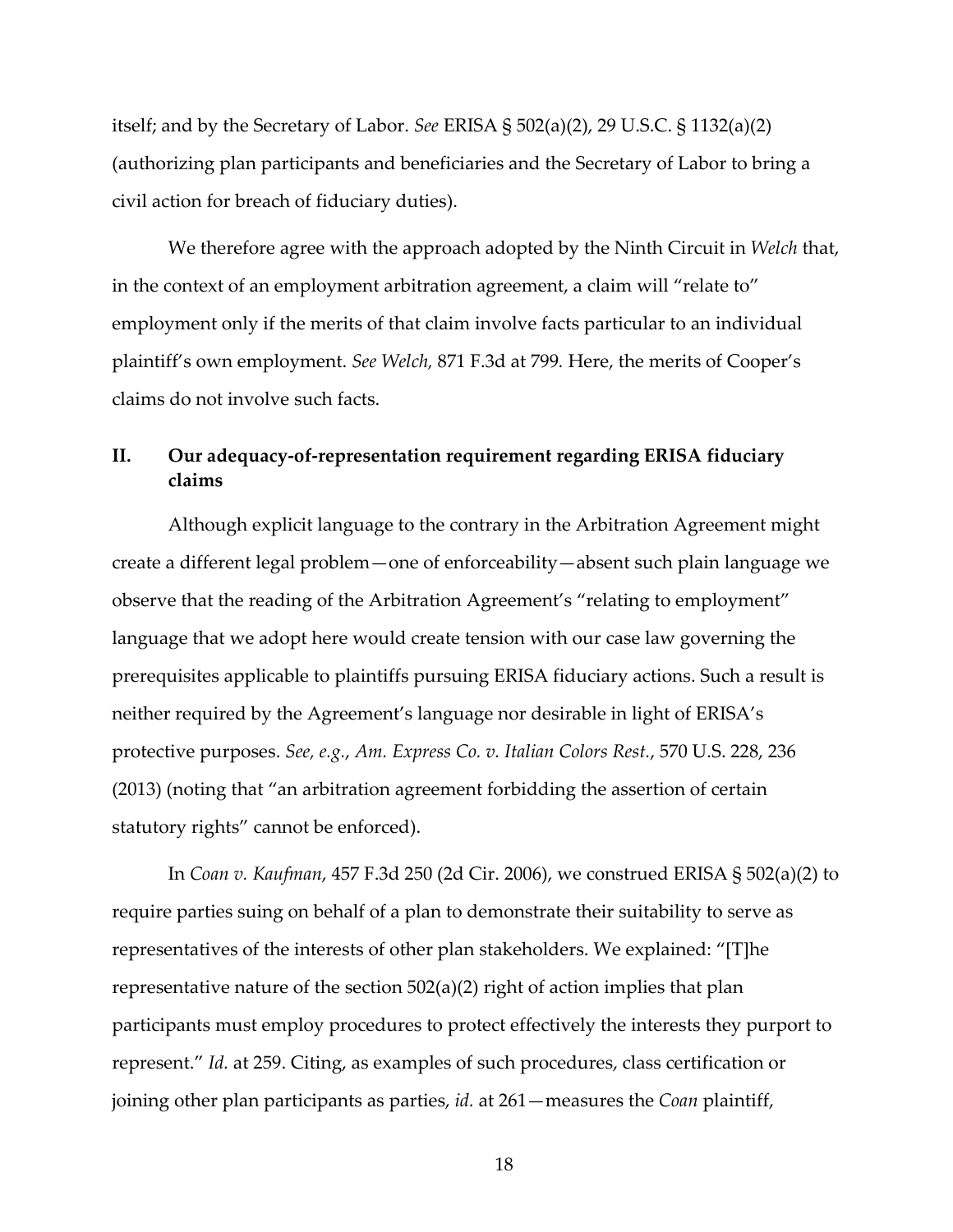itself; and by the Secretary of Labor. *See* ERISA § 502(a)(2), 29 U.S.C. § 1132(a)(2) (authorizing plan participants and beneficiaries and the Secretary of Labor to bring a civil action for breach of fiduciary duties).

We therefore agree with the approach adopted by the Ninth Circuit in *Welch* that, in the context of an employment arbitration agreement, a claim will "relate to" employment only if the merits of that claim involve facts particular to an individual plaintiff's own employment. *See Welch,* 871 F.3d at 799. Here, the merits of Cooper's claims do not involve such facts.

## II. Our adequacy-of-representation requirement regarding ERISA fiduciary claims

Although explicit language to the contrary in the Arbitration Agreement might create a different legal problem—one of enforceability—absent such plain language we observe that the reading of the Arbitration Agreement's "relating to employment" language that we adopt here would create tension with our case law governing the prerequisites applicable to plaintiffs pursuing ERISA fiduciary actions. Such a result is neither required by the Agreement's language nor desirable in light of ERISA's protective purposes. *See, e.g.*, *Am. Express Co. v. Italian Colors Rest.*, 570 U.S. 228, 236 (2013) (noting that "an arbitration agreement forbidding the assertion of certain statutory rights" cannot be enforced).

In *Coan v. Kaufman*, 457 F.3d 250 (2d Cir. 2006), we construed ERISA § 502(a)(2) to require parties suing on behalf of a plan to demonstrate their suitability to serve as representatives of the interests of other plan stakeholders. We explained: "[T]he representative nature of the section 502(a)(2) right of action implies that plan participants must employ procedures to protect effectively the interests they purport to represent." *Id.* at 259. Citing, as examples of such procedures, class certification or joining other plan participants as parties, *id.* at 261—measures the *Coan* plaintiff,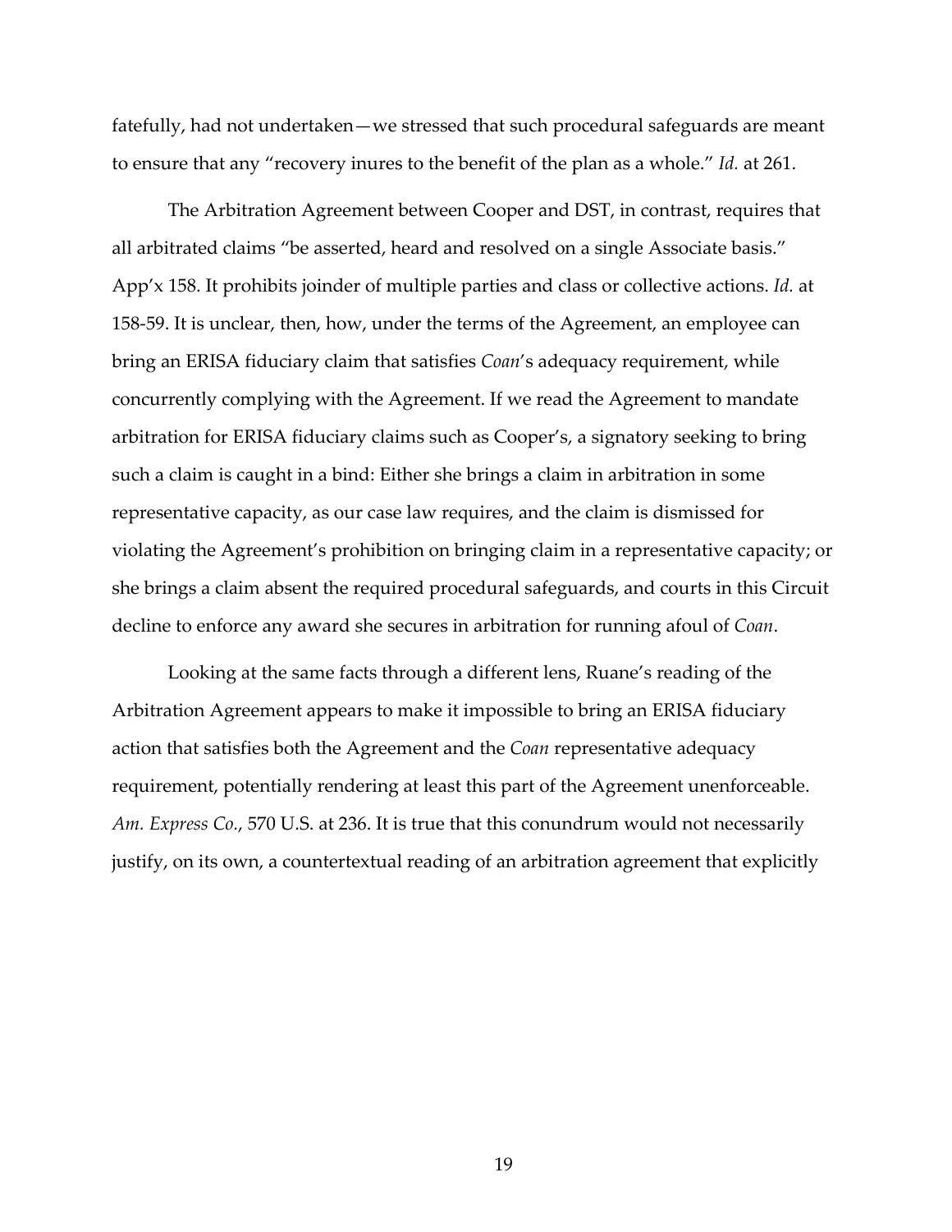fatefully, had not undertaken—we stressed that such procedural safeguards are meant to ensure that any "recovery inures to the benefit of the plan as a whole." *Id.* at 261.

The Arbitration Agreement between Cooper and DST, in contrast, requires that all arbitrated claims "be asserted, heard and resolved on a single Associate basis." App'x 158. It prohibits joinder of multiple parties and class or collective actions. *Id.* at 158-59. It is unclear, then, how, under the terms of the Agreement, an employee can bring an ERISA fiduciary claim that satisfies *Coan*'s adequacy requirement, while concurrently complying with the Agreement. If we read the Agreement to mandate arbitration for ERISA fiduciary claims such as Cooper's, a signatory seeking to bring such a claim is caught in a bind: Either she brings a claim in arbitration in some representative capacity, as our case law requires, and the claim is dismissed for violating the Agreement's prohibition on bringing claim in a representative capacity; or she brings a claim absent the required procedural safeguards, and courts in this Circuit decline to enforce any award she secures in arbitration for running afoul of *Coan*.

Looking at the same facts through a different lens, Ruane's reading of the Arbitration Agreement appears to make it impossible to bring an ERISA fiduciary action that satisfies both the Agreement and the *Coan* representative adequacy requirement, potentially rendering at least this part of the Agreement unenforceable. *Am. Express Co.*, 570 U.S. at 236. It is true that this conundrum would not necessarily justify, on its own, a countertextual reading of an arbitration agreement that explicitly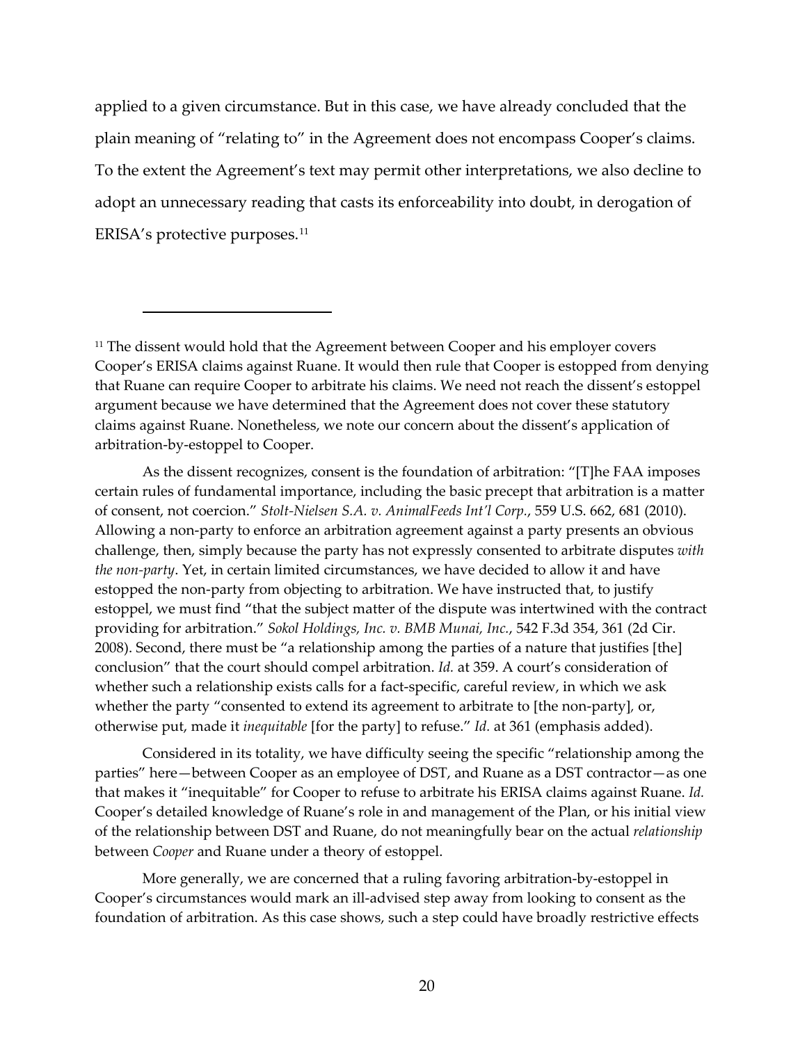applied to a given circumstance. But in this case, we have already concluded that the plain meaning of "relating to" in the Agreement does not encompass Cooper's claims. To the extent the Agreement's text may permit other interpretations, we also decline to adopt an unnecessary reading that casts its enforceability into doubt, in derogation of ERISA's protective purposes.[11]

---

[11] The dissent would hold that the Agreement between Cooper and his employer covers Cooper's ERISA claims against Ruane. It would then rule that Cooper is estopped from denying that Ruane can require Cooper to arbitrate his claims. We need not reach the dissent's estoppel argument because we have determined that the Agreement does not cover these statutory claims against Ruane. Nonetheless, we note our concern about the dissent's application of arbitration-by-estoppel to Cooper.

As the dissent recognizes, consent is the foundation of arbitration: "[T]he FAA imposes certain rules of fundamental importance, including the basic precept that arbitration is a matter of consent, not coercion." *Stolt-Nielsen S.A. v. AnimalFeeds Int'l Corp.*, 559 U.S. 662, 681 (2010). Allowing a non-party to enforce an arbitration agreement against a party presents an obvious challenge, then, simply because the party has not expressly consented to arbitrate disputes *with the non-party*. Yet, in certain limited circumstances, we have decided to allow it and have estopped the non-party from objecting to arbitration. We have instructed that, to justify estoppel, we must find "that the subject matter of the dispute was intertwined with the contract providing for arbitration." *Sokol Holdings, Inc. v. BMB Munai, Inc.*, 542 F.3d 354, 361 (2d Cir. 2008). Second, there must be "a relationship among the parties of a nature that justifies [the] conclusion" that the court should compel arbitration. *Id.* at 359. A court's consideration of whether such a relationship exists calls for a fact-specific, careful review, in which we ask whether the party "consented to extend its agreement to arbitrate to [the non-party], or, otherwise put, made it *inequitable* [for the party] to refuse." *Id.* at 361 (emphasis added).

Considered in its totality, we have difficulty seeing the specific "relationship among the parties" here—between Cooper as an employee of DST, and Ruane as a DST contractor—as one that makes it "inequitable" for Cooper to refuse to arbitrate his ERISA claims against Ruane. *Id.* Cooper's detailed knowledge of Ruane's role in and management of the Plan, or his initial view of the relationship between DST and Ruane, do not meaningfully bear on the actual *relationship* between *Cooper* and Ruane under a theory of estoppel.

More generally, we are concerned that a ruling favoring arbitration-by-estoppel in Cooper's circumstances would mark an ill-advised step away from looking to consent as the foundation of arbitration. As this case shows, such a step could have broadly restrictive effects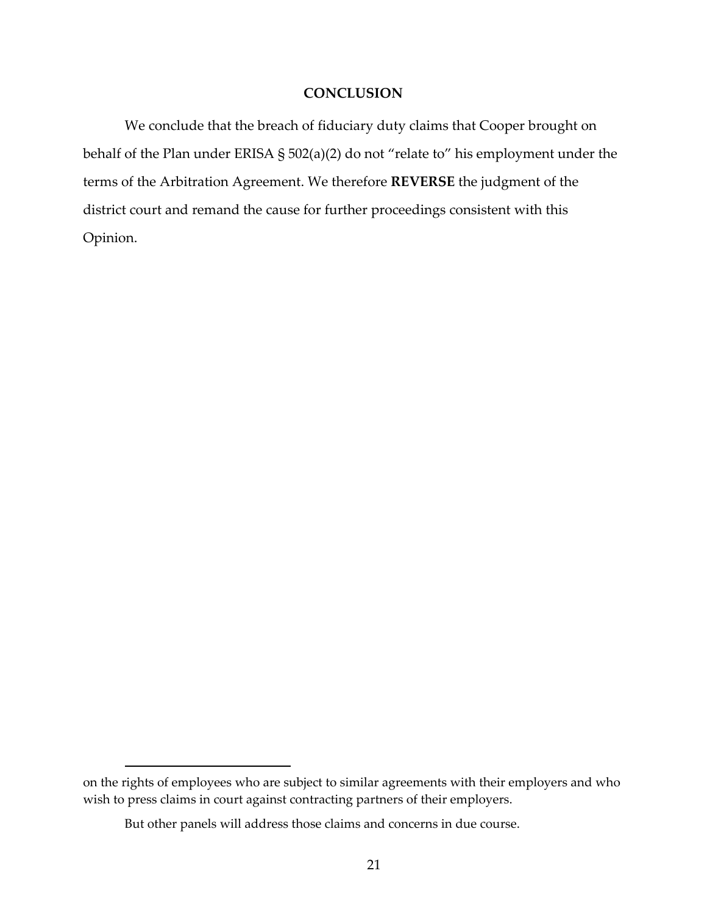## CONCLUSION

We conclude that the breach of fiduciary duty claims that Cooper brought on behalf of the Plan under ERISA § 502(a)(2) do not "relate to" his employment under the terms of the Arbitration Agreement. We therefore **REVERSE** the judgment of the district court and remand the cause for further proceedings consistent with this Opinion.

---

on the rights of employees who are subject to similar agreements with their employers and who wish to press claims in court against contracting partners of their employers.

But other panels will address those claims and concerns in due course.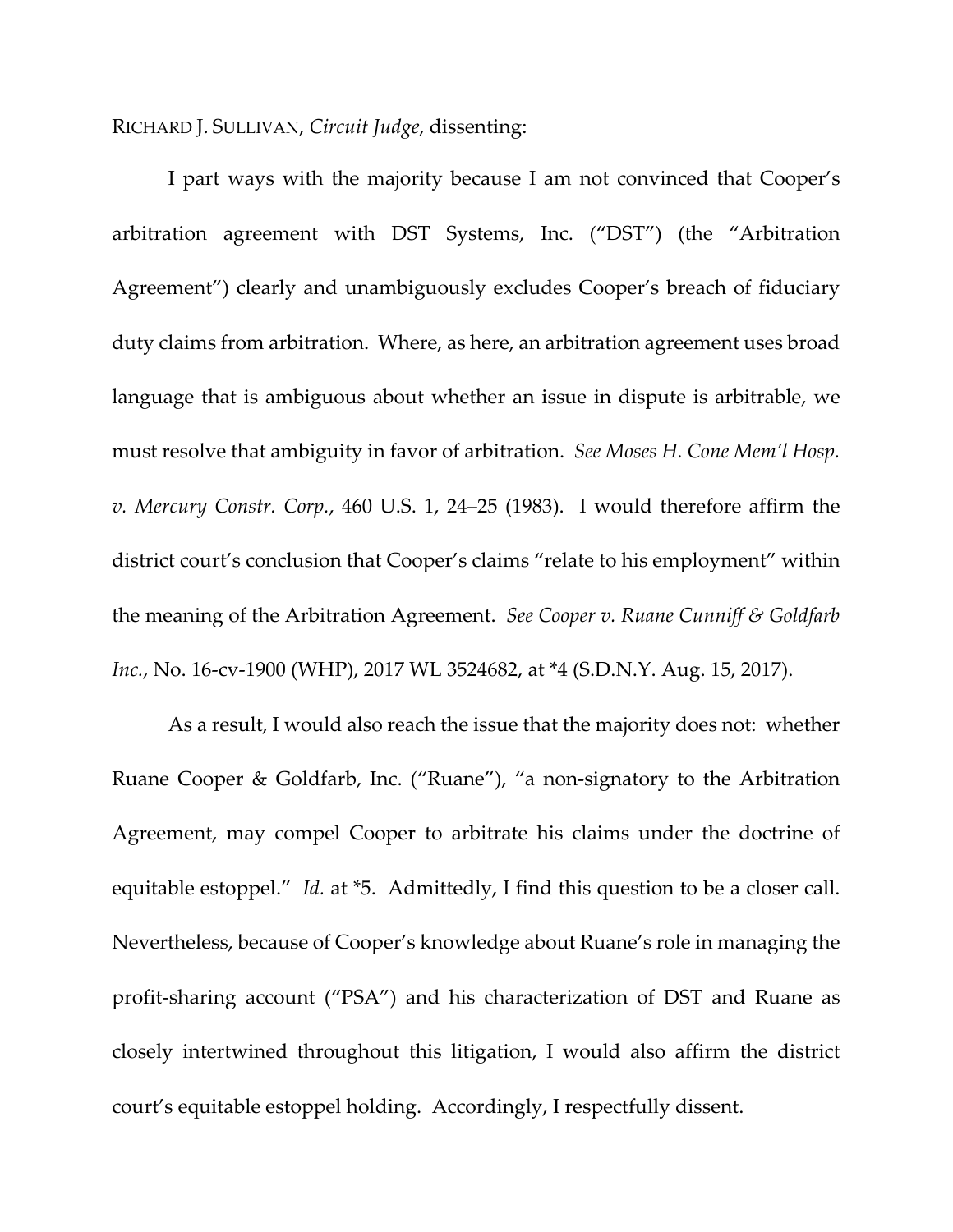RICHARD J. SULLIVAN, *Circuit Judge*, dissenting:

I part ways with the majority because I am not convinced that Cooper's arbitration agreement with DST Systems, Inc. ("DST") (the "Arbitration Agreement") clearly and unambiguously excludes Cooper's breach of fiduciary duty claims from arbitration. Where, as here, an arbitration agreement uses broad language that is ambiguous about whether an issue in dispute is arbitrable, we must resolve that ambiguity in favor of arbitration. *See Moses H. Cone Mem'l Hosp. v. Mercury Constr. Corp.*, 460 U.S. 1, 24–25 (1983). I would therefore affirm the district court's conclusion that Cooper's claims "relate to his employment" within the meaning of the Arbitration Agreement. *See Cooper v. Ruane Cunniff & Goldfarb Inc.*, No. 16-cv-1900 (WHP), 2017 WL 3524682, at *4 (S.D.N.Y. Aug. 15, 2017).

As a result, I would also reach the issue that the majority does not: whether Ruane Cooper & Goldfarb, Inc. ("Ruane"), "a non-signatory to the Arbitration Agreement, may compel Cooper to arbitrate his claims under the doctrine of equitable estoppel." *Id.* at *5. Admittedly, I find this question to be a closer call. Nevertheless, because of Cooper's knowledge about Ruane's role in managing the profit-sharing account ("PSA") and his characterization of DST and Ruane as closely intertwined throughout this litigation, I would also affirm the district court's equitable estoppel holding. Accordingly, I respectfully dissent.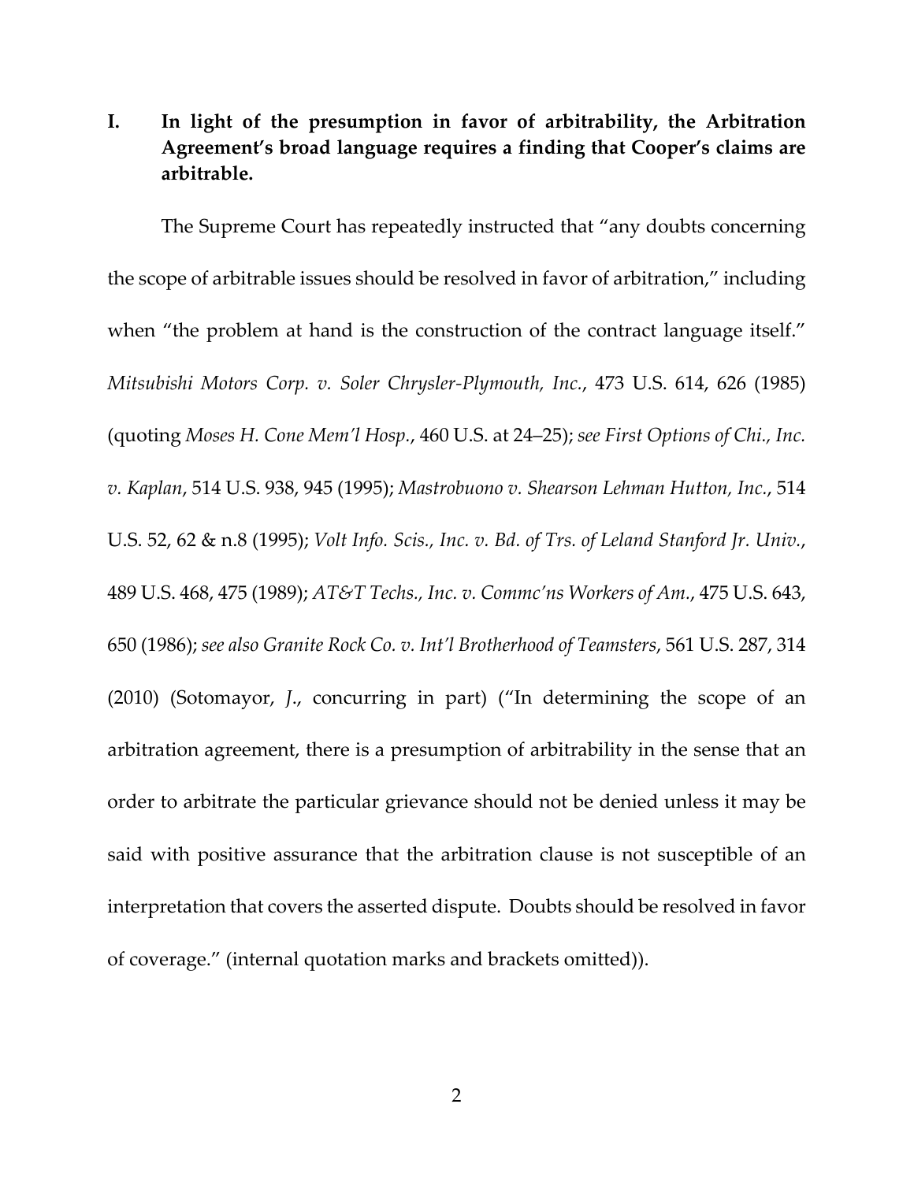## I. In light of the presumption in favor of arbitrability, the Arbitration Agreement's broad language requires a finding that Cooper's claims are arbitrable.

The Supreme Court has repeatedly instructed that "any doubts concerning the scope of arbitrable issues should be resolved in favor of arbitration," including when "the problem at hand is the construction of the contract language itself." *Mitsubishi Motors Corp. v. Soler Chrysler-Plymouth, Inc.*, 473 U.S. 614, 626 (1985) (quoting *Moses H. Cone Mem'l Hosp.*, 460 U.S. at 24–25); *see First Options of Chi., Inc. v. Kaplan*, 514 U.S. 938, 945 (1995); *Mastrobuono v. Shearson Lehman Hutton, Inc.*, 514 U.S. 52, 62 & n.8 (1995); *Volt Info. Scis., Inc. v. Bd. of Trs. of Leland Stanford Jr. Univ.*, 489 U.S. 468, 475 (1989); *AT&T Techs., Inc. v. Commc'ns Workers of Am.*, 475 U.S. 643, 650 (1986); *see also Granite Rock Co. v. Int'l Brotherhood of Teamsters*, 561 U.S. 287, 314 (2010) (Sotomayor, *J.*, concurring in part) ("In determining the scope of an arbitration agreement, there is a presumption of arbitrability in the sense that an order to arbitrate the particular grievance should not be denied unless it may be said with positive assurance that the arbitration clause is not susceptible of an interpretation that covers the asserted dispute. Doubts should be resolved in favor of coverage." (internal quotation marks and brackets omitted)).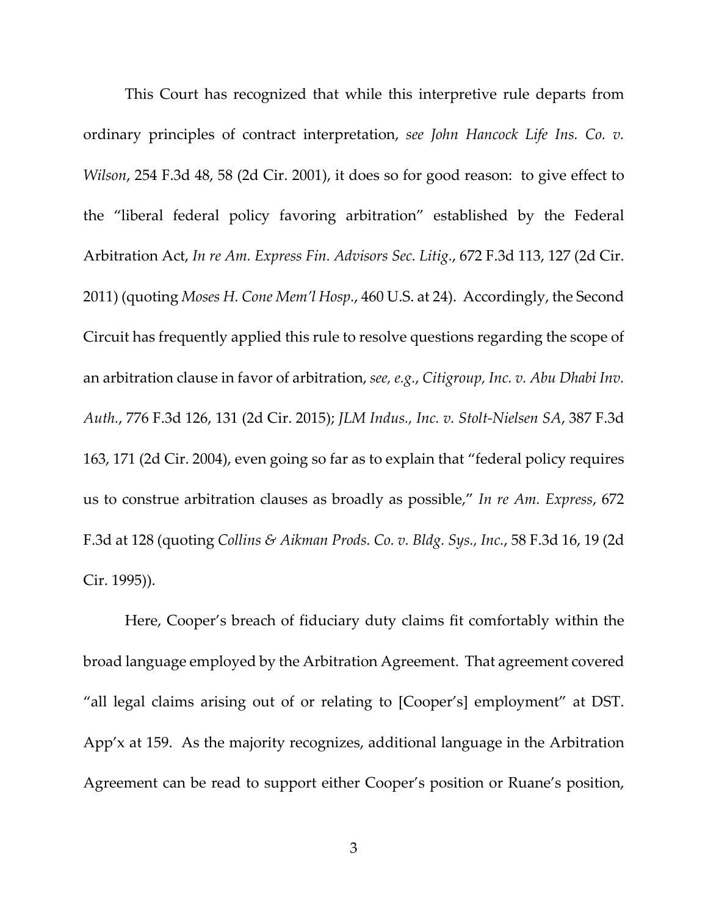This Court has recognized that while this interpretive rule departs from ordinary principles of contract interpretation, *see John Hancock Life Ins. Co. v. Wilson*, 254 F.3d 48, 58 (2d Cir. 2001), it does so for good reason: to give effect to the "liberal federal policy favoring arbitration" established by the Federal Arbitration Act, *In re Am. Express Fin. Advisors Sec. Litig.*, 672 F.3d 113, 127 (2d Cir. 2011) (quoting *Moses H. Cone Mem'l Hosp.*, 460 U.S. at 24). Accordingly, the Second Circuit has frequently applied this rule to resolve questions regarding the scope of an arbitration clause in favor of arbitration, *see, e.g.*, *Citigroup, Inc. v. Abu Dhabi Inv. Auth.*, 776 F.3d 126, 131 (2d Cir. 2015); *JLM Indus., Inc. v. Stolt-Nielsen SA*, 387 F.3d 163, 171 (2d Cir. 2004), even going so far as to explain that "federal policy requires us to construe arbitration clauses as broadly as possible," *In re Am. Express*, 672 F.3d at 128 (quoting *Collins & Aikman Prods. Co. v. Bldg. Sys., Inc.*, 58 F.3d 16, 19 (2d Cir. 1995)).

Here, Cooper's breach of fiduciary duty claims fit comfortably within the broad language employed by the Arbitration Agreement. That agreement covered "all legal claims arising out of or relating to [Cooper's] employment" at DST. App'x at 159. As the majority recognizes, additional language in the Arbitration Agreement can be read to support either Cooper's position or Ruane's position,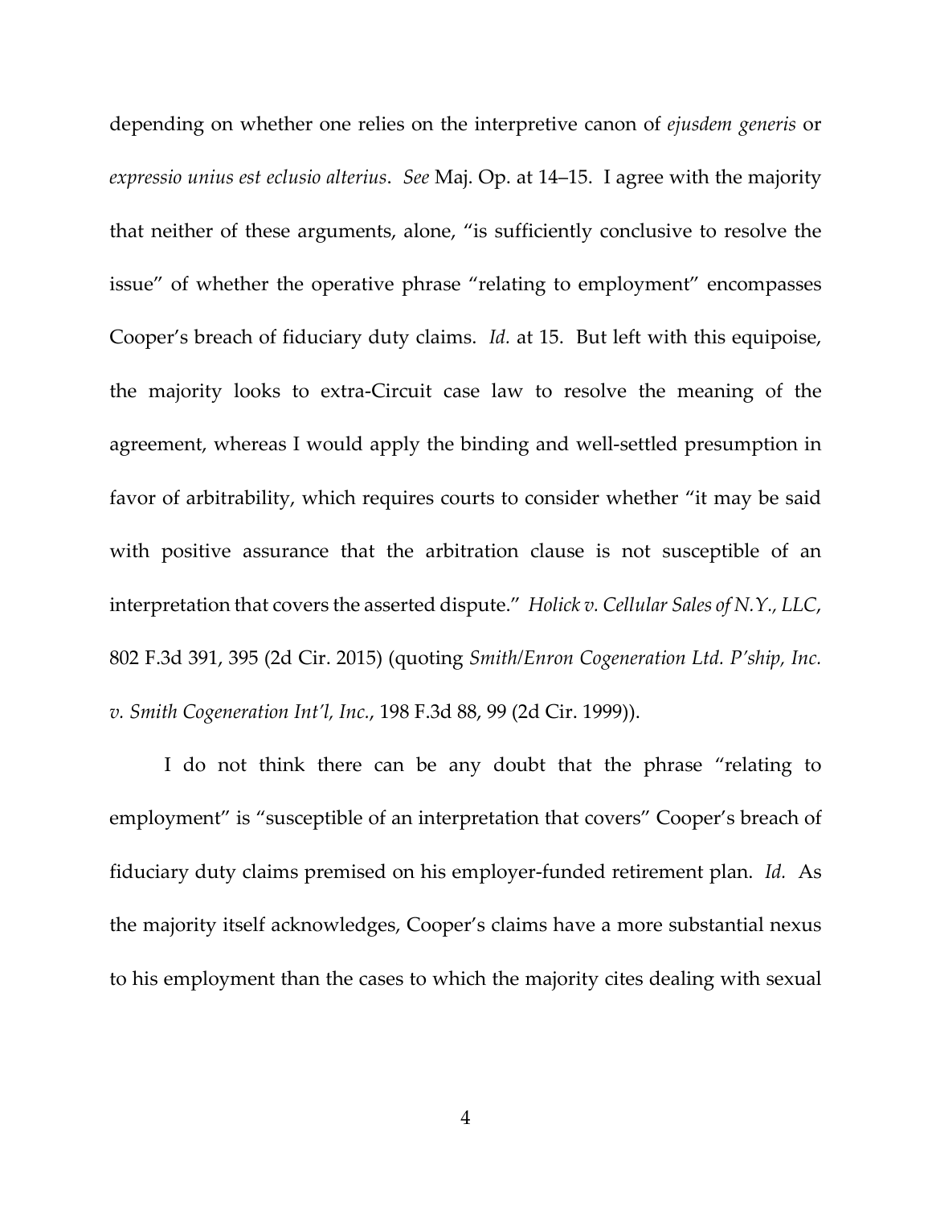depending on whether one relies on the interpretive canon of *ejusdem generis* or *expressio unius est eclusio alterius*. *See* Maj. Op. at 14–15. I agree with the majority that neither of these arguments, alone, "is sufficiently conclusive to resolve the issue" of whether the operative phrase "relating to employment" encompasses Cooper's breach of fiduciary duty claims. *Id.* at 15. But left with this equipoise, the majority looks to extra-Circuit case law to resolve the meaning of the agreement, whereas I would apply the binding and well-settled presumption in favor of arbitrability, which requires courts to consider whether "it may be said with positive assurance that the arbitration clause is not susceptible of an interpretation that covers the asserted dispute." *Holick v. Cellular Sales of N.Y., LLC*, 802 F.3d 391, 395 (2d Cir. 2015) (quoting *Smith/Enron Cogeneration Ltd. P'ship, Inc. v. Smith Cogeneration Int'l, Inc.*, 198 F.3d 88, 99 (2d Cir. 1999)).

I do not think there can be any doubt that the phrase "relating to employment" is "susceptible of an interpretation that covers" Cooper's breach of fiduciary duty claims premised on his employer-funded retirement plan. *Id.* As the majority itself acknowledges, Cooper's claims have a more substantial nexus to his employment than the cases to which the majority cites dealing with sexual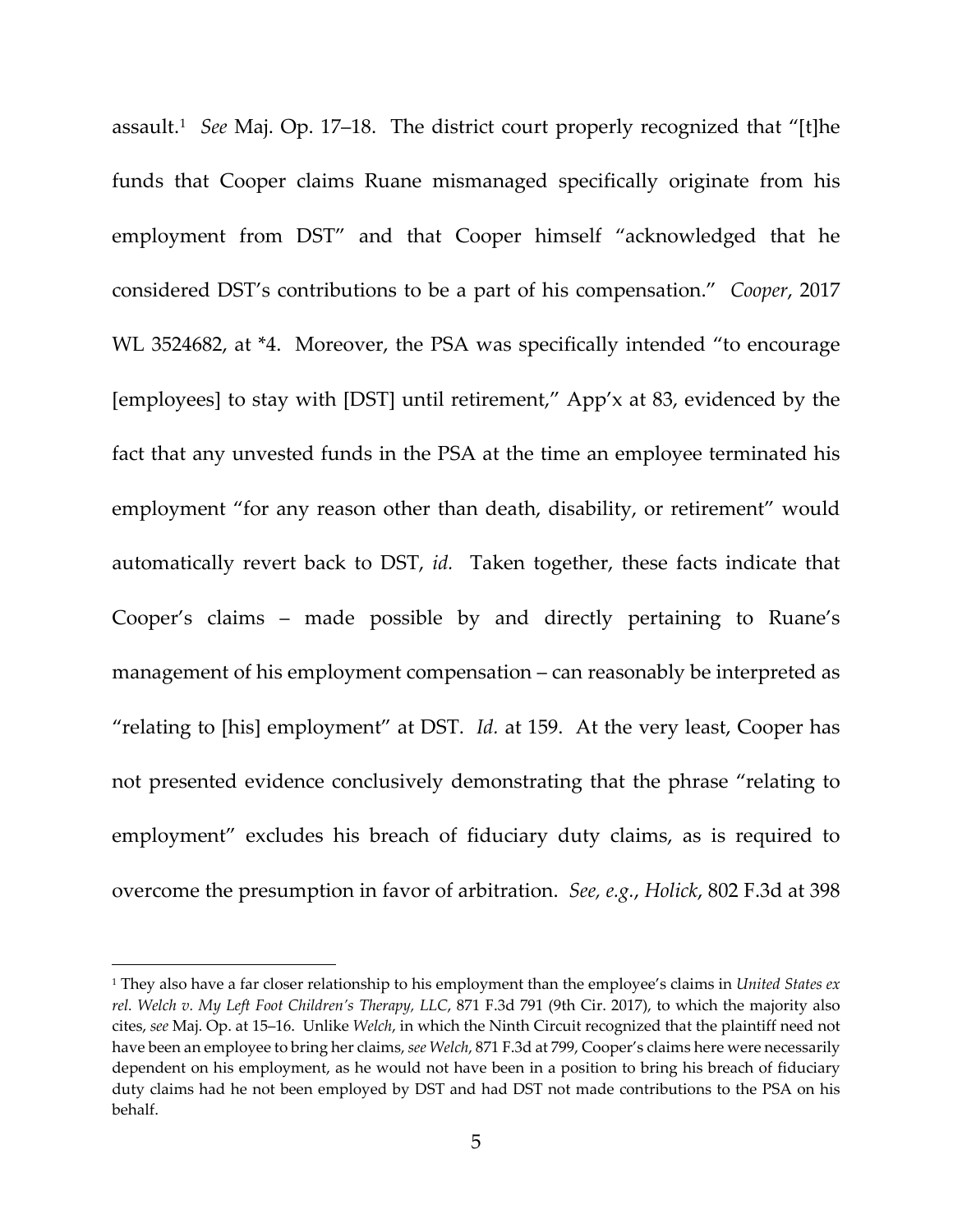assault.[1] *See* Maj. Op. 17–18. The district court properly recognized that "[t]he funds that Cooper claims Ruane mismanaged specifically originate from his employment from DST" and that Cooper himself "acknowledged that he considered DST's contributions to be a part of his compensation." *Cooper*, 2017 WL 3524682, at *4. Moreover, the PSA was specifically intended "to encourage [employees] to stay with [DST] until retirement," App'x at 83, evidenced by the fact that any unvested funds in the PSA at the time an employee terminated his employment "for any reason other than death, disability, or retirement" would automatically revert back to DST, *id.* Taken together, these facts indicate that Cooper's claims – made possible by and directly pertaining to Ruane's management of his employment compensation – can reasonably be interpreted as "relating to [his] employment" at DST. *Id.* at 159. At the very least, Cooper has not presented evidence conclusively demonstrating that the phrase "relating to employment" excludes his breach of fiduciary duty claims, as is required to overcome the presumption in favor of arbitration. *See, e.g.*, *Holick*, 802 F.3d at 398

---

[1] They also have a far closer relationship to his employment than the employee's claims in *United States ex rel. Welch v. My Left Foot Children's Therapy, LLC*, 871 F.3d 791 (9th Cir. 2017), to which the majority also cites, *see* Maj. Op. at 15–16. Unlike *Welch*, in which the Ninth Circuit recognized that the plaintiff need not have been an employee to bring her claims, *see Welch*, 871 F.3d at 799, Cooper's claims here were necessarily dependent on his employment, as he would not have been in a position to bring his breach of fiduciary duty claims had he not been employed by DST and had DST not made contributions to the PSA on his behalf.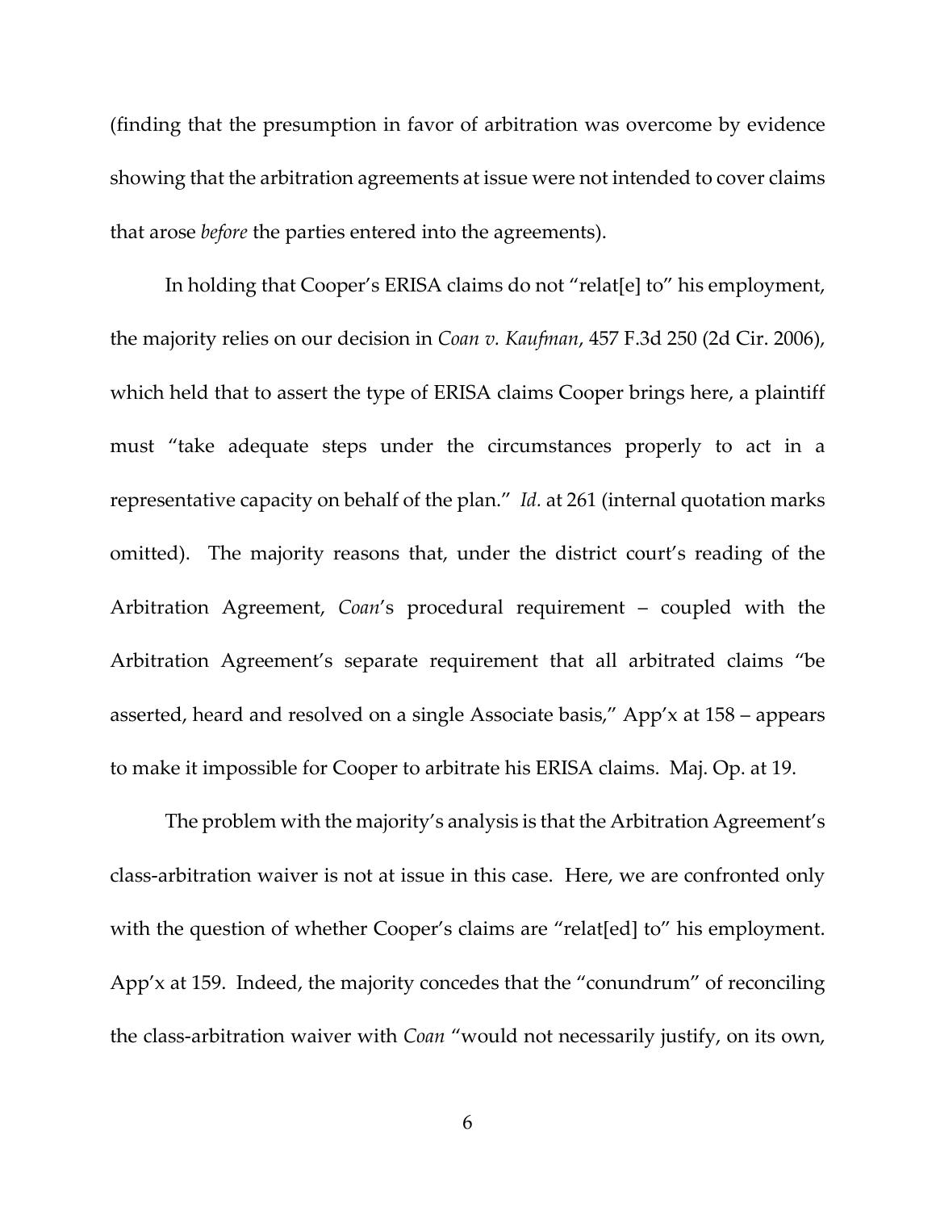(finding that the presumption in favor of arbitration was overcome by evidence showing that the arbitration agreements at issue were not intended to cover claims that arose *before* the parties entered into the agreements).

In holding that Cooper's ERISA claims do not "relat[e] to" his employment, the majority relies on our decision in *Coan v. Kaufman*, 457 F.3d 250 (2d Cir. 2006), which held that to assert the type of ERISA claims Cooper brings here, a plaintiff must "take adequate steps under the circumstances properly to act in a representative capacity on behalf of the plan." *Id.* at 261 (internal quotation marks omitted). The majority reasons that, under the district court's reading of the Arbitration Agreement, *Coan*'s procedural requirement – coupled with the Arbitration Agreement's separate requirement that all arbitrated claims "be asserted, heard and resolved on a single Associate basis," App'x at 158 – appears to make it impossible for Cooper to arbitrate his ERISA claims. Maj. Op. at 19.

The problem with the majority's analysis is that the Arbitration Agreement's class-arbitration waiver is not at issue in this case. Here, we are confronted only with the question of whether Cooper's claims are "relat[ed] to" his employment. App'x at 159. Indeed, the majority concedes that the "conundrum" of reconciling the class-arbitration waiver with *Coan* "would not necessarily justify, on its own,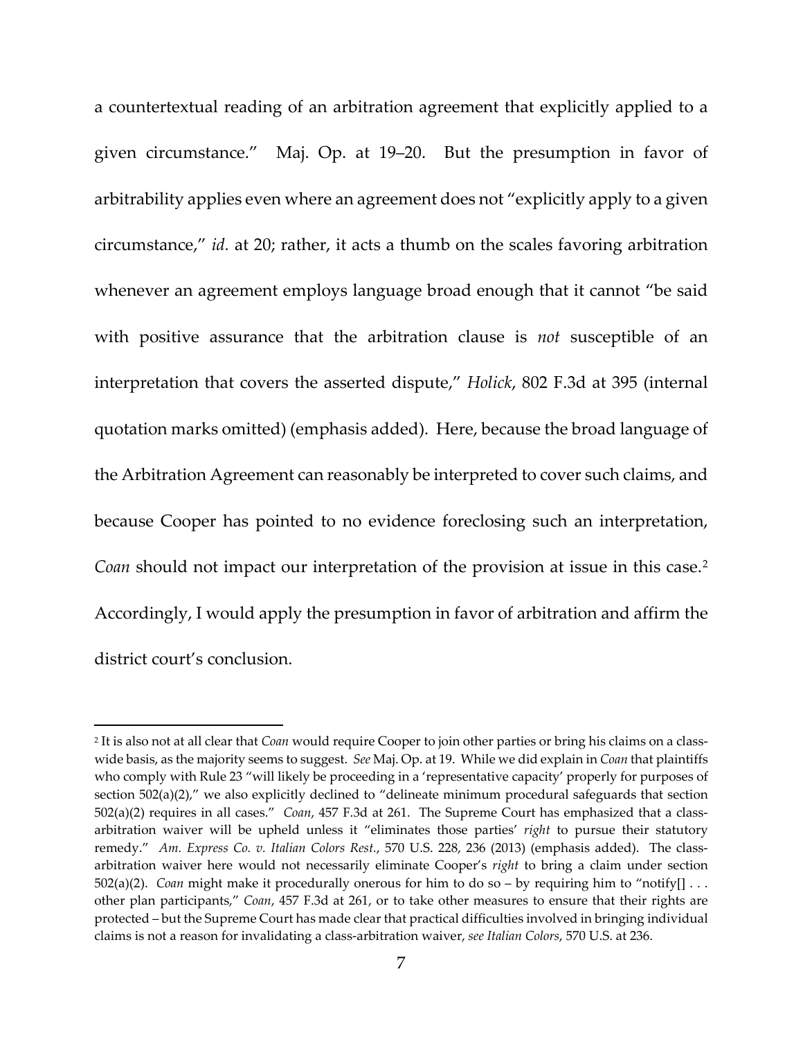a countertextual reading of an arbitration agreement that explicitly applied to a given circumstance." Maj. Op. at 19–20. But the presumption in favor of arbitrability applies even where an agreement does not "explicitly apply to a given circumstance," *id.* at 20; rather, it acts a thumb on the scales favoring arbitration whenever an agreement employs language broad enough that it cannot "be said with positive assurance that the arbitration clause is *not* susceptible of an interpretation that covers the asserted dispute," *Holick*, 802 F.3d at 395 (internal quotation marks omitted) (emphasis added). Here, because the broad language of the Arbitration Agreement can reasonably be interpreted to cover such claims, and because Cooper has pointed to no evidence foreclosing such an interpretation, *Coan* should not impact our interpretation of the provision at issue in this case.[2] Accordingly, I would apply the presumption in favor of arbitration and affirm the district court's conclusion.

---

[2] It is also not at all clear that *Coan* would require Cooper to join other parties or bring his claims on a class-wide basis, as the majority seems to suggest. *See* Maj. Op. at 19. While we did explain in *Coan* that plaintiffs who comply with Rule 23 "will likely be proceeding in a 'representative capacity' properly for purposes of section 502(a)(2)," we also explicitly declined to "delineate minimum procedural safeguards that section 502(a)(2) requires in all cases." *Coan*, 457 F.3d at 261. The Supreme Court has emphasized that a class-arbitration waiver will be upheld unless it "eliminates those parties' *right* to pursue their statutory remedy." *Am. Express Co. v. Italian Colors Rest.*, 570 U.S. 228, 236 (2013) (emphasis added). The class-arbitration waiver here would not necessarily eliminate Cooper's *right* to bring a claim under section 502(a)(2). *Coan* might make it procedurally onerous for him to do so – by requiring him to "notify[] . . . other plan participants," *Coan*, 457 F.3d at 261, or to take other measures to ensure that their rights are protected – but the Supreme Court has made clear that practical difficulties involved in bringing individual claims is not a reason for invalidating a class-arbitration waiver, *see Italian Colors*, 570 U.S. at 236.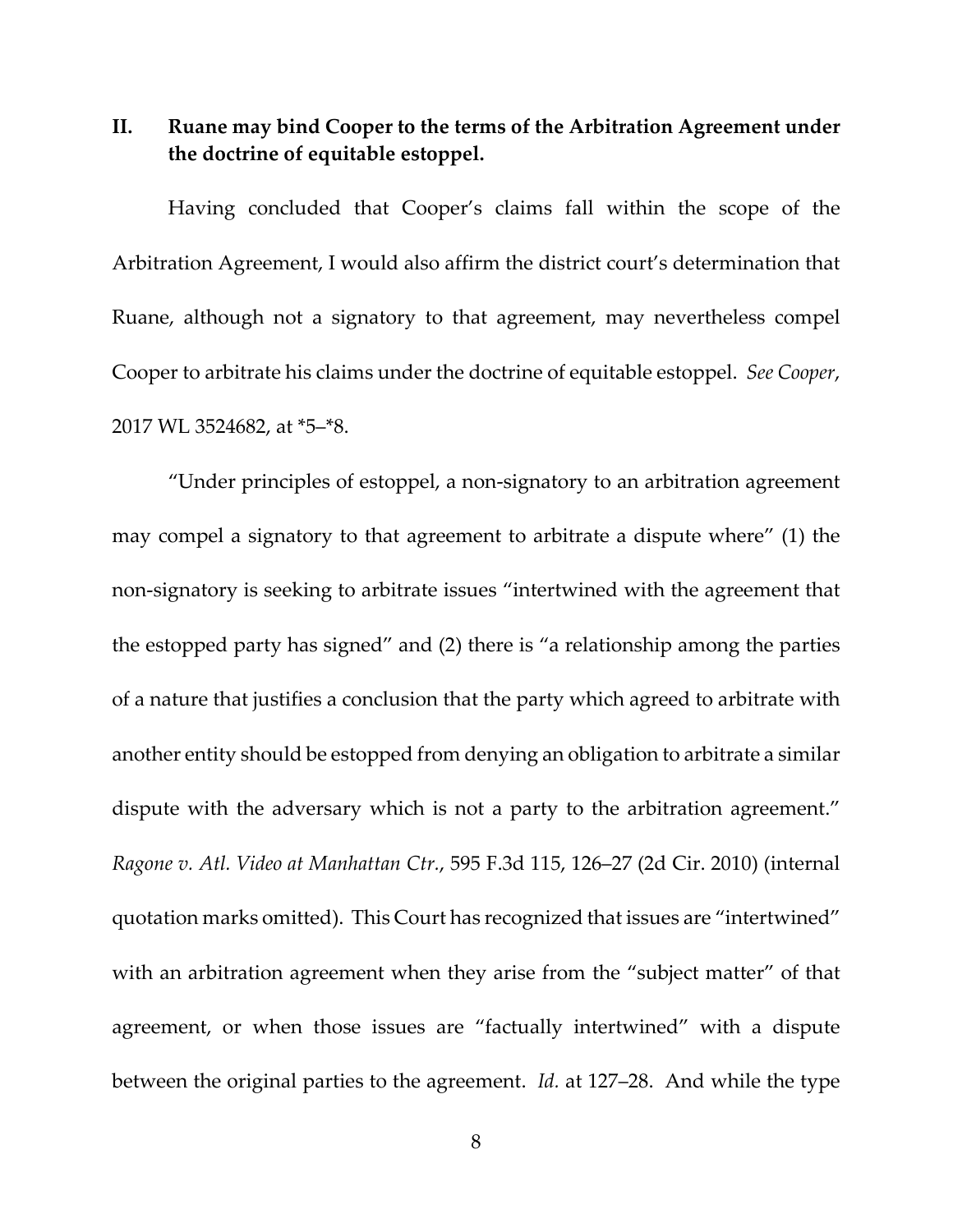## II. Ruane may bind Cooper to the terms of the Arbitration Agreement under the doctrine of equitable estoppel.

Having concluded that Cooper's claims fall within the scope of the Arbitration Agreement, I would also affirm the district court's determination that Ruane, although not a signatory to that agreement, may nevertheless compel Cooper to arbitrate his claims under the doctrine of equitable estoppel. *See Cooper*, 2017 WL 3524682, at *5–*8.

"Under principles of estoppel, a non-signatory to an arbitration agreement may compel a signatory to that agreement to arbitrate a dispute where" (1) the non-signatory is seeking to arbitrate issues "intertwined with the agreement that the estopped party has signed" and (2) there is "a relationship among the parties of a nature that justifies a conclusion that the party which agreed to arbitrate with another entity should be estopped from denying an obligation to arbitrate a similar dispute with the adversary which is not a party to the arbitration agreement." *Ragone v. Atl. Video at Manhattan Ctr.*, 595 F.3d 115, 126–27 (2d Cir. 2010) (internal quotation marks omitted). This Court has recognized that issues are "intertwined" with an arbitration agreement when they arise from the "subject matter" of that agreement, or when those issues are "factually intertwined" with a dispute between the original parties to the agreement. *Id.* at 127–28. And while the type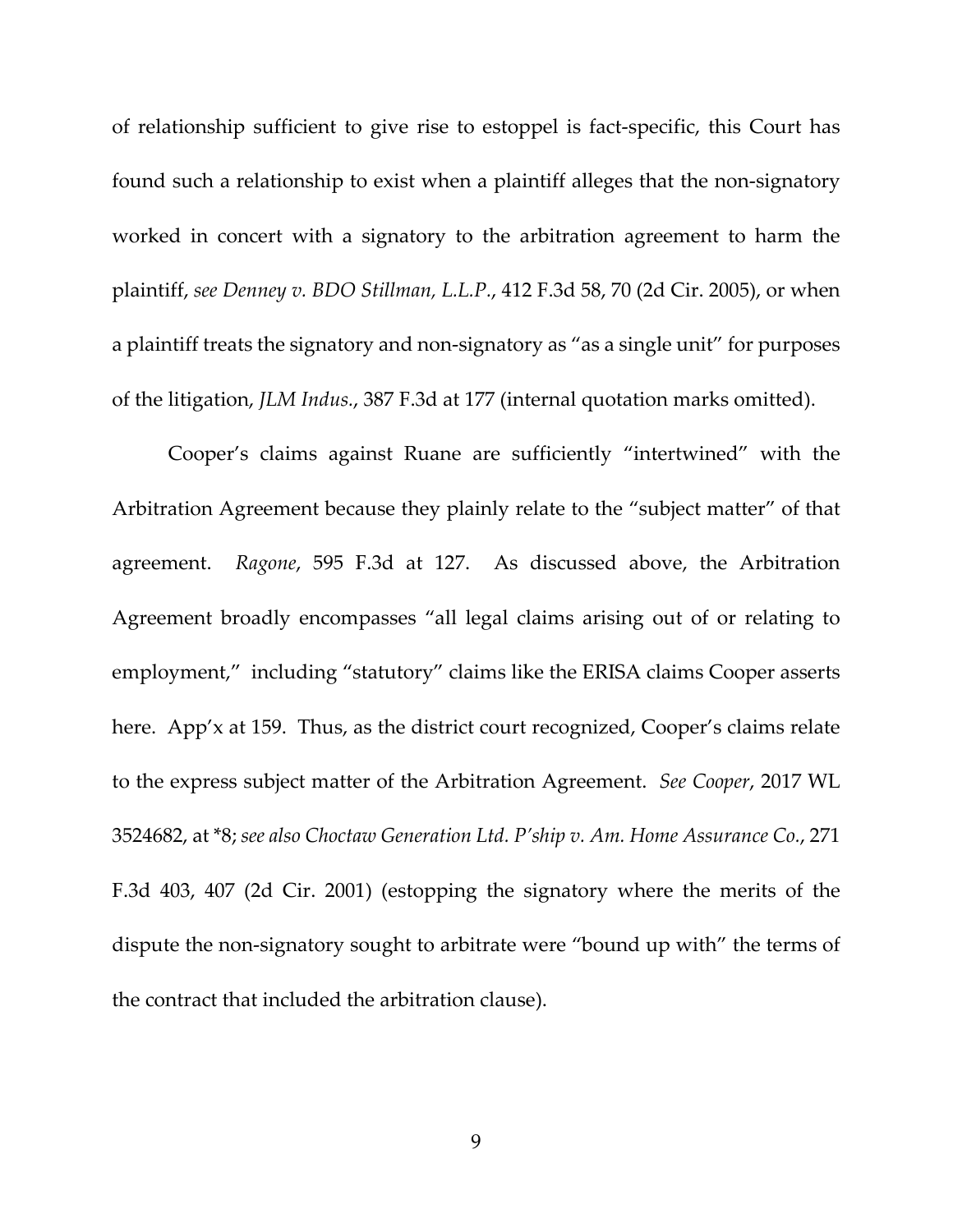of relationship sufficient to give rise to estoppel is fact-specific, this Court has found such a relationship to exist when a plaintiff alleges that the non-signatory worked in concert with a signatory to the arbitration agreement to harm the plaintiff, *see Denney v. BDO Stillman, L.L.P.*, 412 F.3d 58, 70 (2d Cir. 2005), or when a plaintiff treats the signatory and non-signatory as "as a single unit" for purposes of the litigation, *JLM Indus.*, 387 F.3d at 177 (internal quotation marks omitted).

Cooper's claims against Ruane are sufficiently "intertwined" with the Arbitration Agreement because they plainly relate to the "subject matter" of that agreement. *Ragone*, 595 F.3d at 127. As discussed above, the Arbitration Agreement broadly encompasses "all legal claims arising out of or relating to employment," including "statutory" claims like the ERISA claims Cooper asserts here. App'x at 159. Thus, as the district court recognized, Cooper's claims relate to the express subject matter of the Arbitration Agreement. *See Cooper*, 2017 WL 3524682, at *8; *see also Choctaw Generation Ltd. P'ship v. Am. Home Assurance Co.*, 271 F.3d 403, 407 (2d Cir. 2001) (estopping the signatory where the merits of the dispute the non-signatory sought to arbitrate were "bound up with" the terms of the contract that included the arbitration clause).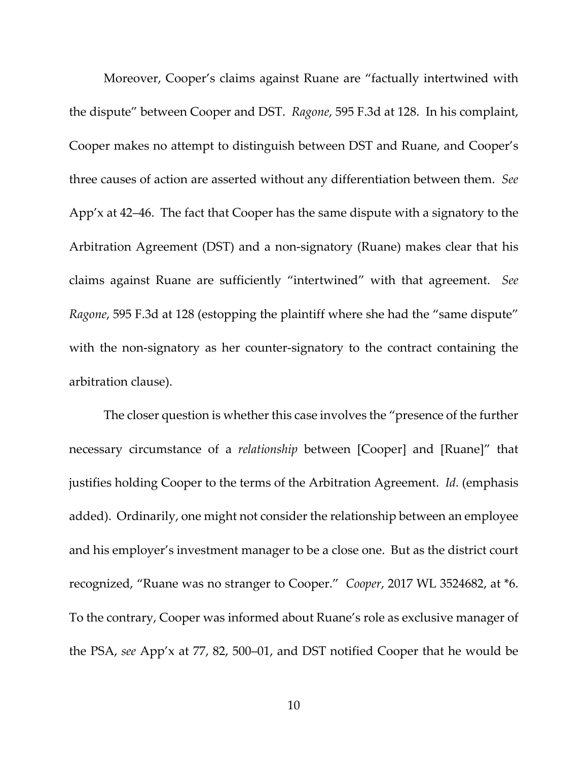Moreover, Cooper's claims against Ruane are "factually intertwined with the dispute" between Cooper and DST. *Ragone*, 595 F.3d at 128. In his complaint, Cooper makes no attempt to distinguish between DST and Ruane, and Cooper's three causes of action are asserted without any differentiation between them. *See* App'x at 42–46. The fact that Cooper has the same dispute with a signatory to the Arbitration Agreement (DST) and a non-signatory (Ruane) makes clear that his claims against Ruane are sufficiently "intertwined" with that agreement. *See Ragone*, 595 F.3d at 128 (estopping the plaintiff where she had the "same dispute" with the non-signatory as her counter-signatory to the contract containing the arbitration clause).

The closer question is whether this case involves the "presence of the further necessary circumstance of a *relationship* between [Cooper] and [Ruane]" that justifies holding Cooper to the terms of the Arbitration Agreement. *Id.* (emphasis added). Ordinarily, one might not consider the relationship between an employee and his employer's investment manager to be a close one. But as the district court recognized, "Ruane was no stranger to Cooper." *Cooper*, 2017 WL 3524682, at *6. To the contrary, Cooper was informed about Ruane's role as exclusive manager of the PSA, *see* App'x at 77, 82, 500–01, and DST notified Cooper that he would be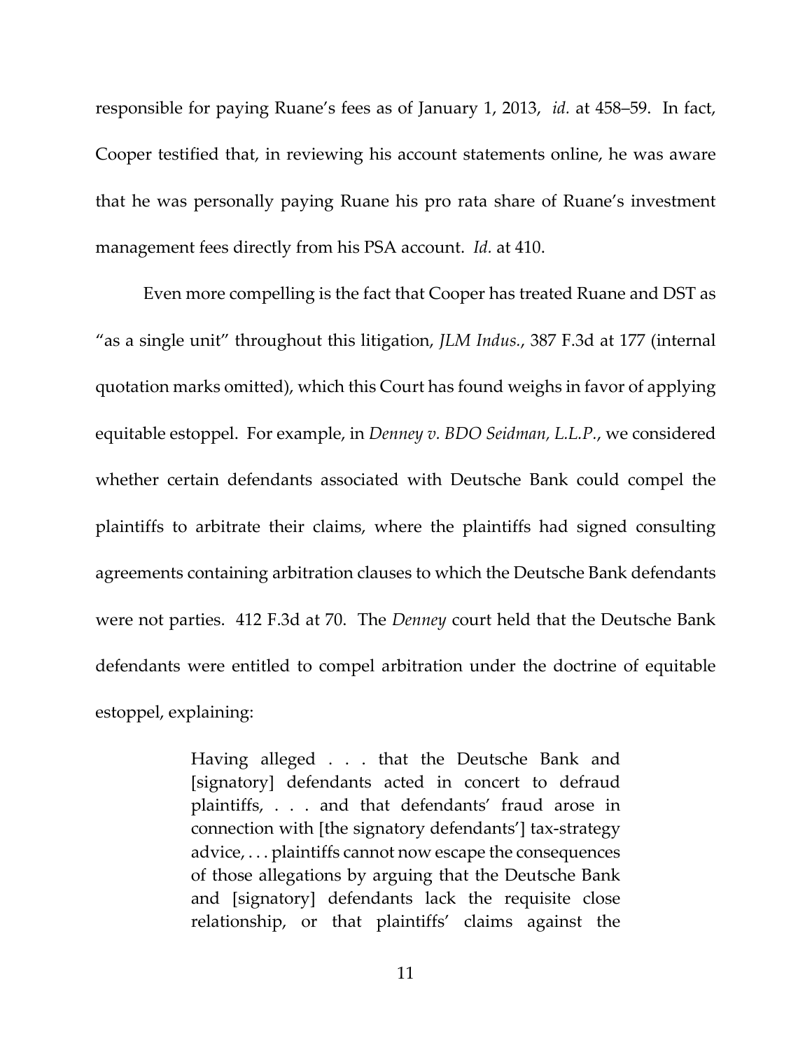responsible for paying Ruane's fees as of January 1, 2013, *id.* at 458–59. In fact, Cooper testified that, in reviewing his account statements online, he was aware that he was personally paying Ruane his pro rata share of Ruane's investment management fees directly from his PSA account. *Id.* at 410.

Even more compelling is the fact that Cooper has treated Ruane and DST as "as a single unit" throughout this litigation, *JLM Indus.*, 387 F.3d at 177 (internal quotation marks omitted), which this Court has found weighs in favor of applying equitable estoppel. For example, in *Denney v. BDO Seidman, L.L.P.*, we considered whether certain defendants associated with Deutsche Bank could compel the plaintiffs to arbitrate their claims, where the plaintiffs had signed consulting agreements containing arbitration clauses to which the Deutsche Bank defendants were not parties. 412 F.3d at 70. The *Denney* court held that the Deutsche Bank defendants were entitled to compel arbitration under the doctrine of equitable estoppel, explaining:

> Having alleged . . . that the Deutsche Bank and [signatory] defendants acted in concert to defraud plaintiffs, . . . and that defendants' fraud arose in connection with [the signatory defendants'] tax-strategy advice, . . . plaintiffs cannot now escape the consequences of those allegations by arguing that the Deutsche Bank and [signatory] defendants lack the requisite close relationship, or that plaintiffs' claims against the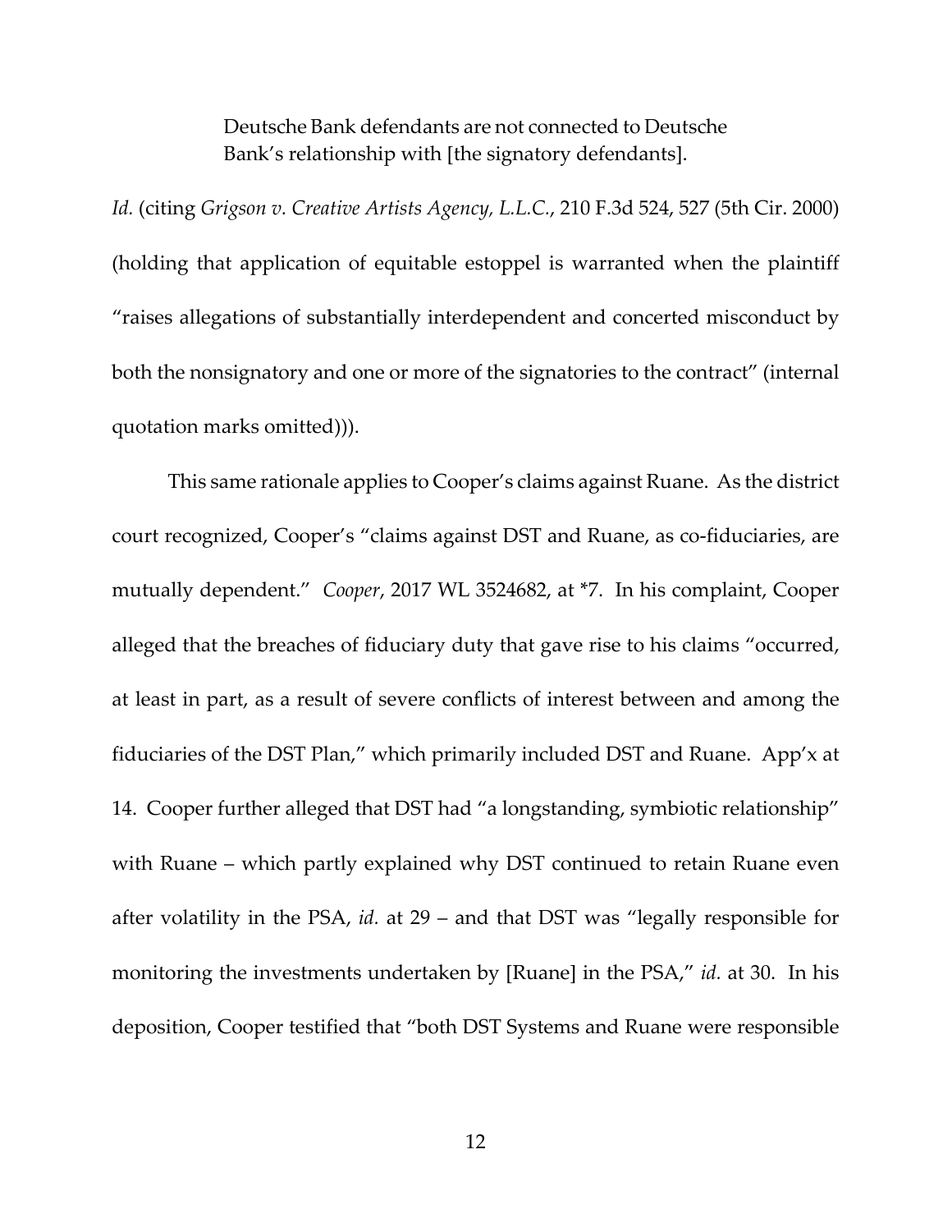> Deutsche Bank defendants are not connected to Deutsche Bank's relationship with [the signatory defendants].

*Id.* (citing *Grigson v. Creative Artists Agency, L.L.C.*, 210 F.3d 524, 527 (5th Cir. 2000) (holding that application of equitable estoppel is warranted when the plaintiff "raises allegations of substantially interdependent and concerted misconduct by both the nonsignatory and one or more of the signatories to the contract" (internal quotation marks omitted))).

This same rationale applies to Cooper's claims against Ruane. As the district court recognized, Cooper's "claims against DST and Ruane, as co-fiduciaries, are mutually dependent." *Cooper*, 2017 WL 3524682, at *7. In his complaint, Cooper alleged that the breaches of fiduciary duty that gave rise to his claims "occurred, at least in part, as a result of severe conflicts of interest between and among the fiduciaries of the DST Plan," which primarily included DST and Ruane. App'x at 14. Cooper further alleged that DST had "a longstanding, symbiotic relationship" with Ruane – which partly explained why DST continued to retain Ruane even after volatility in the PSA, *id.* at 29 – and that DST was "legally responsible for monitoring the investments undertaken by [Ruane] in the PSA," *id.* at 30. In his deposition, Cooper testified that "both DST Systems and Ruane were responsible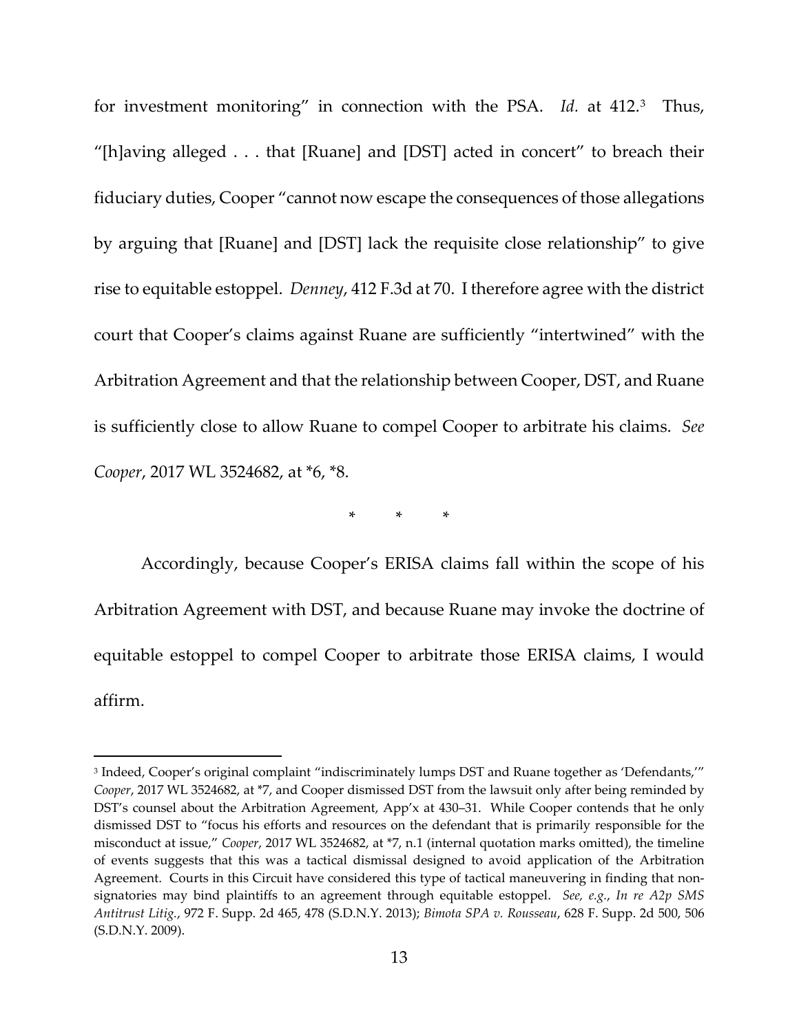for investment monitoring" in connection with the PSA. *Id.* at 412.[3] Thus, "[h]aving alleged . . . that [Ruane] and [DST] acted in concert" to breach their fiduciary duties, Cooper "cannot now escape the consequences of those allegations by arguing that [Ruane] and [DST] lack the requisite close relationship" to give rise to equitable estoppel. *Denney*, 412 F.3d at 70. I therefore agree with the district court that Cooper's claims against Ruane are sufficiently "intertwined" with the Arbitration Agreement and that the relationship between Cooper, DST, and Ruane is sufficiently close to allow Ruane to compel Cooper to arbitrate his claims. *See Cooper*, 2017 WL 3524682, at *6, *8.

\*   \*   \*

Accordingly, because Cooper's ERISA claims fall within the scope of his Arbitration Agreement with DST, and because Ruane may invoke the doctrine of equitable estoppel to compel Cooper to arbitrate those ERISA claims, I would affirm.

---

[3] Indeed, Cooper's original complaint "indiscriminately lumps DST and Ruane together as 'Defendants,'" *Cooper*, 2017 WL 3524682, at *7, and Cooper dismissed DST from the lawsuit only after being reminded by DST's counsel about the Arbitration Agreement, App'x at 430–31. While Cooper contends that he only dismissed DST to "focus his efforts and resources on the defendant that is primarily responsible for the misconduct at issue," *Cooper*, 2017 WL 3524682, at *7, n.1 (internal quotation marks omitted), the timeline of events suggests that this was a tactical dismissal designed to avoid application of the Arbitration Agreement. Courts in this Circuit have considered this type of tactical maneuvering in finding that non-signatories may bind plaintiffs to an agreement through equitable estoppel. *See, e.g.*, *In re A2p SMS Antitrust Litig.*, 972 F. Supp. 2d 465, 478 (S.D.N.Y. 2013); *Bimota SPA v. Rousseau*, 628 F. Supp. 2d 500, 506 (S.D.N.Y. 2009).